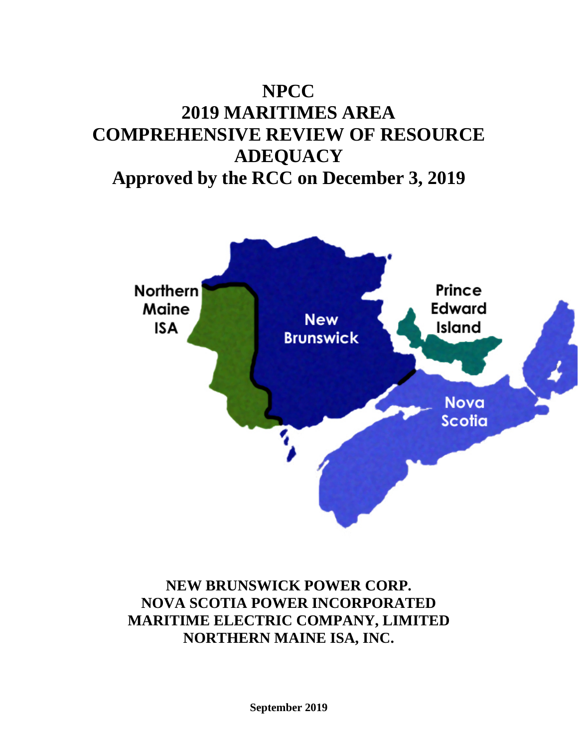# NPCC
# 2019 MARITIMES AREA COMPREHENSIVE REVIEW OF RESOURCE ADEQUACY
## Approved by the RCC on December 3, 2019

**NEW BRUNSWICK POWER CORP.**
**NOVA SCOTIA POWER INCORPORATED**
**MARITIME ELECTRIC COMPANY, LIMITED**
**NORTHERN MAINE ISA, INC.**

**September 2019**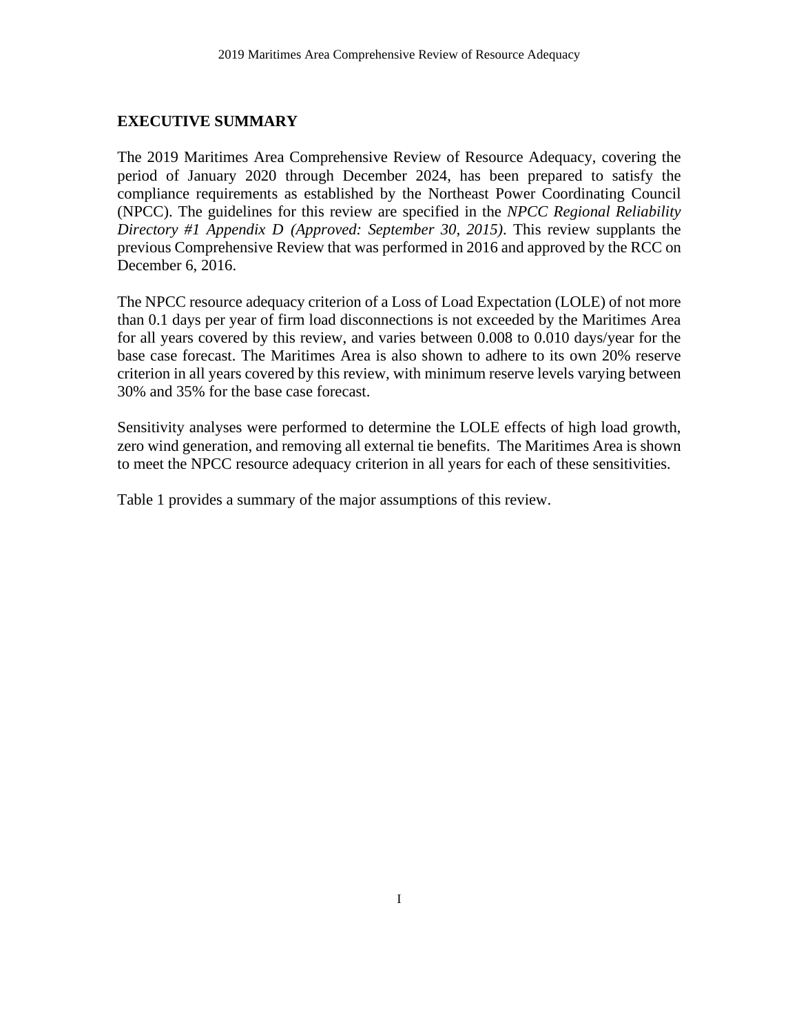## EXECUTIVE SUMMARY

The 2019 Maritimes Area Comprehensive Review of Resource Adequacy, covering the period of January 2020 through December 2024, has been prepared to satisfy the compliance requirements as established by the Northeast Power Coordinating Council (NPCC). The guidelines for this review are specified in the *NPCC Regional Reliability Directory #1 Appendix D (Approved: September 30, 2015)*. This review supplants the previous Comprehensive Review that was performed in 2016 and approved by the RCC on December 6, 2016.

The NPCC resource adequacy criterion of a Loss of Load Expectation (LOLE) of not more than 0.1 days per year of firm load disconnections is not exceeded by the Maritimes Area for all years covered by this review, and varies between 0.008 to 0.010 days/year for the base case forecast. The Maritimes Area is also shown to adhere to its own 20% reserve criterion in all years covered by this review, with minimum reserve levels varying between 30% and 35% for the base case forecast.

Sensitivity analyses were performed to determine the LOLE effects of high load growth, zero wind generation, and removing all external tie benefits. The Maritimes Area is shown to meet the NPCC resource adequacy criterion in all years for each of these sensitivities.

Table 1 provides a summary of the major assumptions of this review.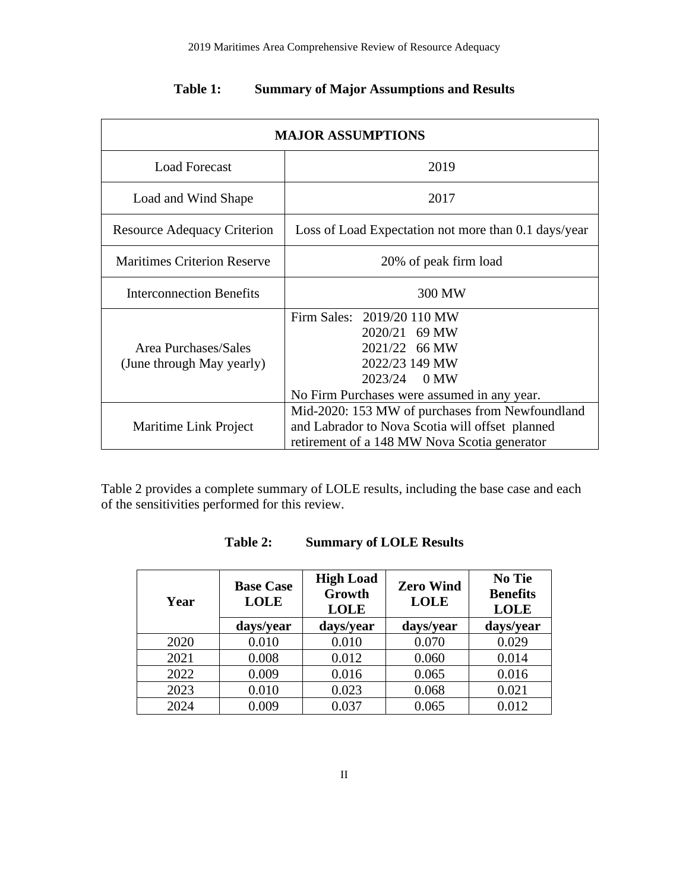**Table 1: Summary of Major Assumptions and Results**

| MAJOR ASSUMPTIONS | |
|---|---|
| Load Forecast | 2019 |
| Load and Wind Shape | 2017 |
| Resource Adequacy Criterion | Loss of Load Expectation not more than 0.1 days/year |
| Maritimes Criterion Reserve | 20% of peak firm load |
| Interconnection Benefits | 300 MW |
| Area Purchases/Sales (June through May yearly) | Firm Sales: 2019/20 110 MW<br>2020/21 69 MW<br>2021/22 66 MW<br>2022/23 149 MW<br>2023/24 0 MW<br>No Firm Purchases were assumed in any year. |
| Maritime Link Project | Mid-2020: 153 MW of purchases from Newfoundland and Labrador to Nova Scotia will offset planned retirement of a 148 MW Nova Scotia generator |

Table 2 provides a complete summary of LOLE results, including the base case and each of the sensitivities performed for this review.

**Table 2: Summary of LOLE Results**

| Year | Base Case LOLE | High Load Growth LOLE | Zero Wind LOLE | No Tie Benefits LOLE |
|---|---|---|---|---|
| | days/year | days/year | days/year | days/year |
| 2020 | 0.010 | 0.010 | 0.070 | 0.029 |
| 2021 | 0.008 | 0.012 | 0.060 | 0.014 |
| 2022 | 0.009 | 0.016 | 0.065 | 0.016 |
| 2023 | 0.010 | 0.023 | 0.068 | 0.021 |
| 2024 | 0.009 | 0.037 | 0.065 | 0.012 |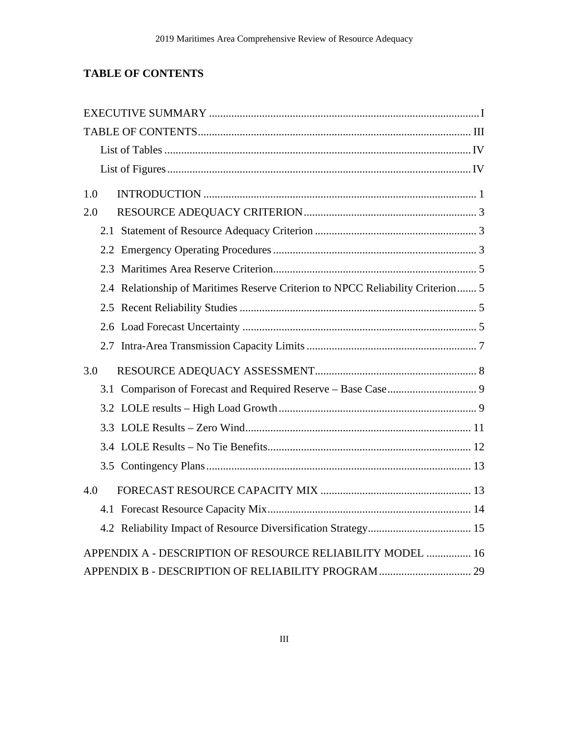# TABLE OF CONTENTS

EXECUTIVE SUMMARY ........................................................................................................ I

TABLE OF CONTENTS ........................................................................................................ III

- List of Tables ........................................................................................................ IV
- List of Figures ........................................................................................................ IV

1.0 INTRODUCTION ........................................................................................................ 1

2.0 RESOURCE ADEQUACY CRITERION ........................................................................ 3

- 2.1 Statement of Resource Adequacy Criterion ........................................................ 3
- 2.2 Emergency Operating Procedures ........................................................................ 3
- 2.3 Maritimes Area Reserve Criterion ........................................................................ 5
- 2.4 Relationship of Maritimes Reserve Criterion to NPCC Reliability Criterion ....... 5
- 2.5 Recent Reliability Studies ........................................................................................ 5
- 2.6 Load Forecast Uncertainty ........................................................................................ 5
- 2.7 Intra-Area Transmission Capacity Limits ................................................................ 7

3.0 RESOURCE ADEQUACY ASSESSMENT ........................................................................ 8

- 3.1 Comparison of Forecast and Required Reserve – Base Case ................................ 9
- 3.2 LOLE results – High Load Growth ........................................................................ 9
- 3.3 LOLE Results – Zero Wind ........................................................................................ 11
- 3.4 LOLE Results – No Tie Benefits ................................................................................ 12
- 3.5 Contingency Plans ........................................................................................................ 13

4.0 FORECAST RESOURCE CAPACITY MIX ........................................................................ 13

- 4.1 Forecast Resource Capacity Mix ................................................................................ 14
- 4.2 Reliability Impact of Resource Diversification Strategy ........................................ 15

APPENDIX A - DESCRIPTION OF RESOURCE RELIABILITY MODEL ................ 16

APPENDIX B - DESCRIPTION OF RELIABILITY PROGRAM ................................ 29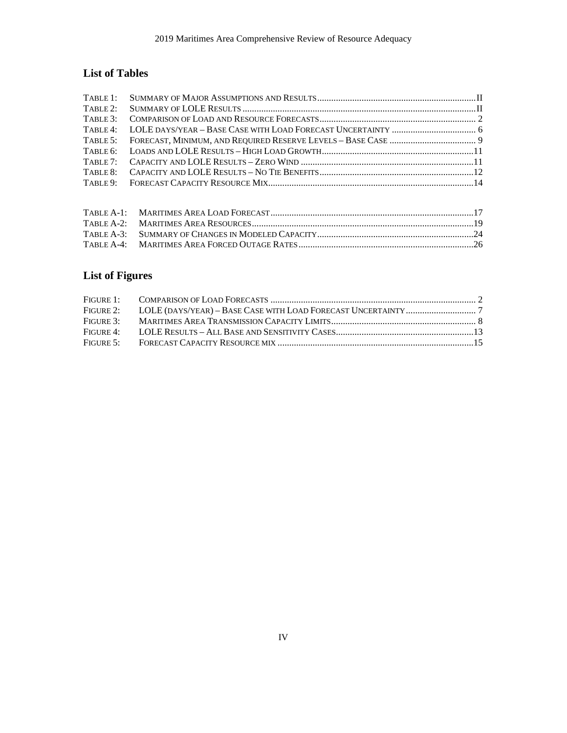## List of Tables

TABLE 1: SUMMARY OF MAJOR ASSUMPTIONS AND RESULTS ....................II
TABLE 2: SUMMARY OF LOLE RESULTS ....................II
TABLE 3: COMPARISON OF LOAD AND RESOURCE FORECASTS .................... 2
TABLE 4: LOLE DAYS/YEAR – BASE CASE WITH LOAD FORECAST UNCERTAINTY .................... 6
TABLE 5: FORECAST, MINIMUM, AND REQUIRED RESERVE LEVELS – BASE CASE .................... 9
TABLE 6: LOADS AND LOLE RESULTS – HIGH LOAD GROWTH ....................11
TABLE 7: CAPACITY AND LOLE RESULTS – ZERO WIND ....................11
TABLE 8: CAPACITY AND LOLE RESULTS – NO TIE BENEFITS ....................12
TABLE 9: FORECAST CAPACITY RESOURCE MIX ....................14

TABLE A-1: MARITIMES AREA LOAD FORECAST ....................17
TABLE A-2: MARITIMES AREA RESOURCES ....................19
TABLE A-3: SUMMARY OF CHANGES IN MODELED CAPACITY ....................24
TABLE A-4: MARITIMES AREA FORCED OUTAGE RATES ....................26

## List of Figures

FIGURE 1: COMPARISON OF LOAD FORECASTS .................... 2
FIGURE 2: LOLE (DAYS/YEAR) – BASE CASE WITH LOAD FORECAST UNCERTAINTY .................... 7
FIGURE 3: MARITIMES AREA TRANSMISSION CAPACITY LIMITS .................... 8
FIGURE 4: LOLE RESULTS – ALL BASE AND SENSITIVITY CASES ....................13
FIGURE 5: FORECAST CAPACITY RESOURCE MIX ....................15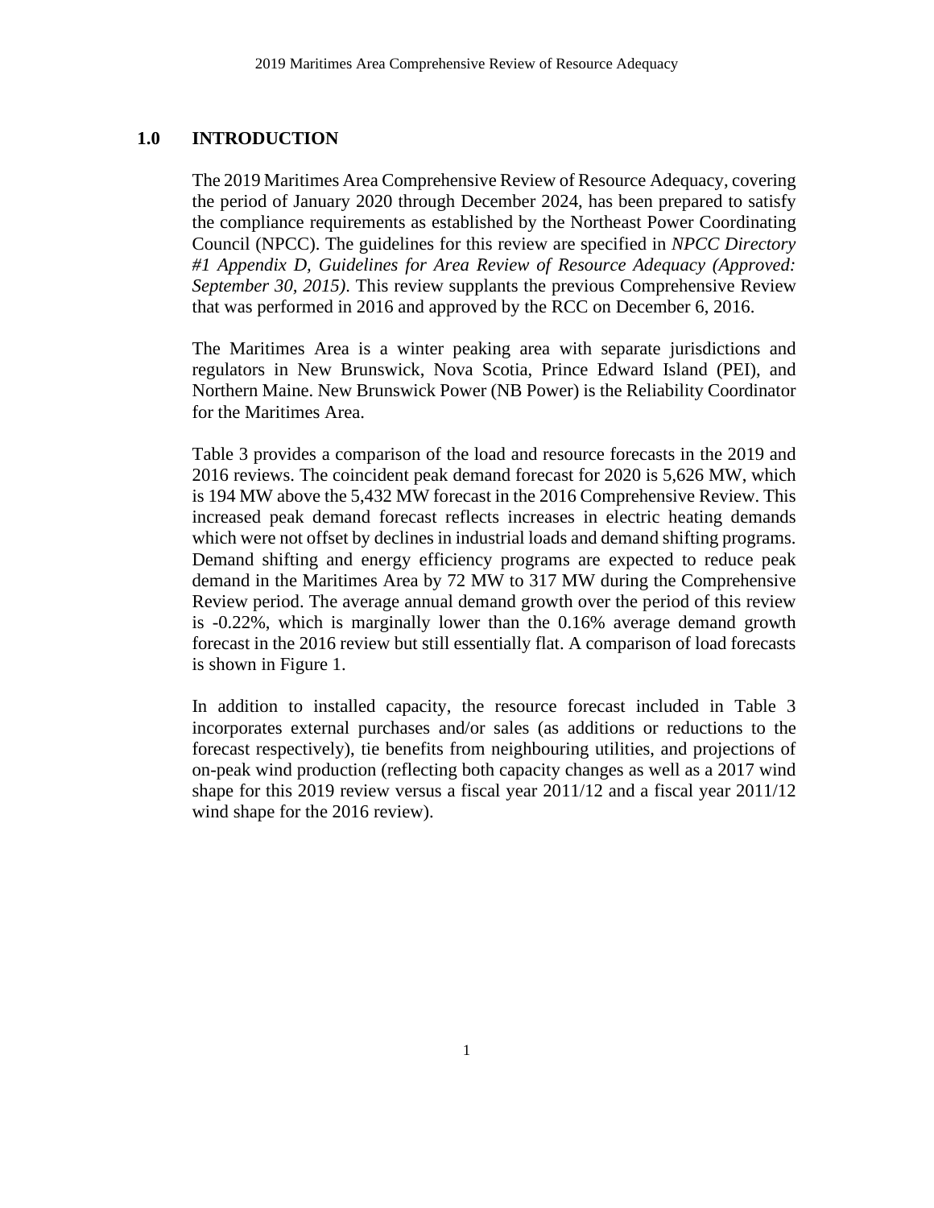## 1.0 INTRODUCTION

The 2019 Maritimes Area Comprehensive Review of Resource Adequacy, covering the period of January 2020 through December 2024, has been prepared to satisfy the compliance requirements as established by the Northeast Power Coordinating Council (NPCC). The guidelines for this review are specified in *NPCC Directory #1 Appendix D, Guidelines for Area Review of Resource Adequacy (Approved: September 30, 2015)*. This review supplants the previous Comprehensive Review that was performed in 2016 and approved by the RCC on December 6, 2016.

The Maritimes Area is a winter peaking area with separate jurisdictions and regulators in New Brunswick, Nova Scotia, Prince Edward Island (PEI), and Northern Maine. New Brunswick Power (NB Power) is the Reliability Coordinator for the Maritimes Area.

Table 3 provides a comparison of the load and resource forecasts in the 2019 and 2016 reviews. The coincident peak demand forecast for 2020 is 5,626 MW, which is 194 MW above the 5,432 MW forecast in the 2016 Comprehensive Review. This increased peak demand forecast reflects increases in electric heating demands which were not offset by declines in industrial loads and demand shifting programs. Demand shifting and energy efficiency programs are expected to reduce peak demand in the Maritimes Area by 72 MW to 317 MW during the Comprehensive Review period. The average annual demand growth over the period of this review is -0.22%, which is marginally lower than the 0.16% average demand growth forecast in the 2016 review but still essentially flat. A comparison of load forecasts is shown in Figure 1.

In addition to installed capacity, the resource forecast included in Table 3 incorporates external purchases and/or sales (as additions or reductions to the forecast respectively), tie benefits from neighbouring utilities, and projections of on-peak wind production (reflecting both capacity changes as well as a 2017 wind shape for this 2019 review versus a fiscal year 2011/12 and a fiscal year 2011/12 wind shape for the 2016 review).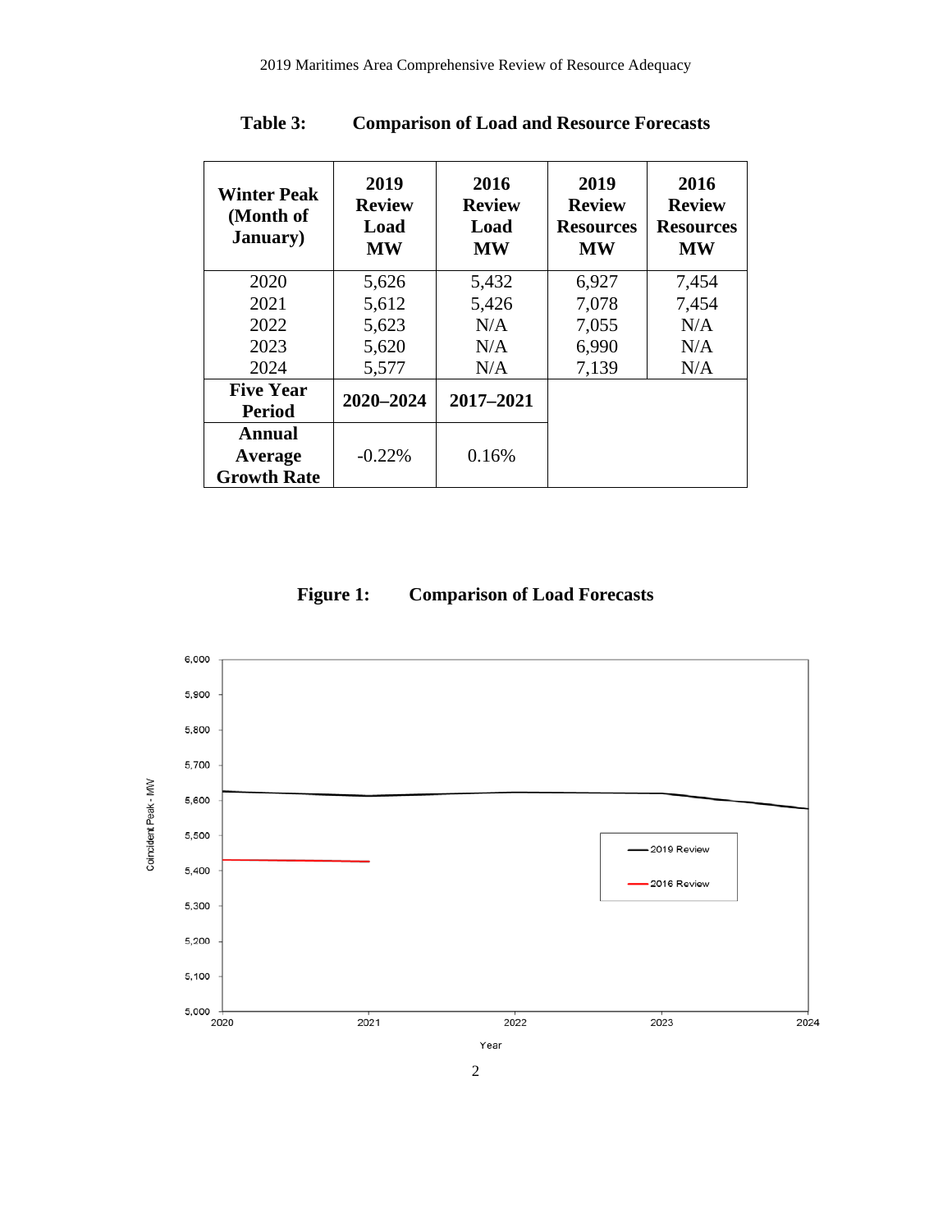**Table 3: Comparison of Load and Resource Forecasts**

| Winter Peak (Month of January) | 2019 Review Load MW | 2016 Review Load MW | 2019 Review Resources MW | 2016 Review Resources MW |
|---|---|---|---|---|
| 2020 | 5,626 | 5,432 | 6,927 | 7,454 |
| 2021 | 5,612 | 5,426 | 7,078 | 7,454 |
| 2022 | 5,623 | N/A | 7,055 | N/A |
| 2023 | 5,620 | N/A | 6,990 | N/A |
| 2024 | 5,577 | N/A | 7,139 | N/A |
| **Five Year Period** | **2020–2024** | **2017–2021** | | |
| **Annual Average Growth Rate** | -0.22% | 0.16% | | |

**Figure 1: Comparison of Load Forecasts**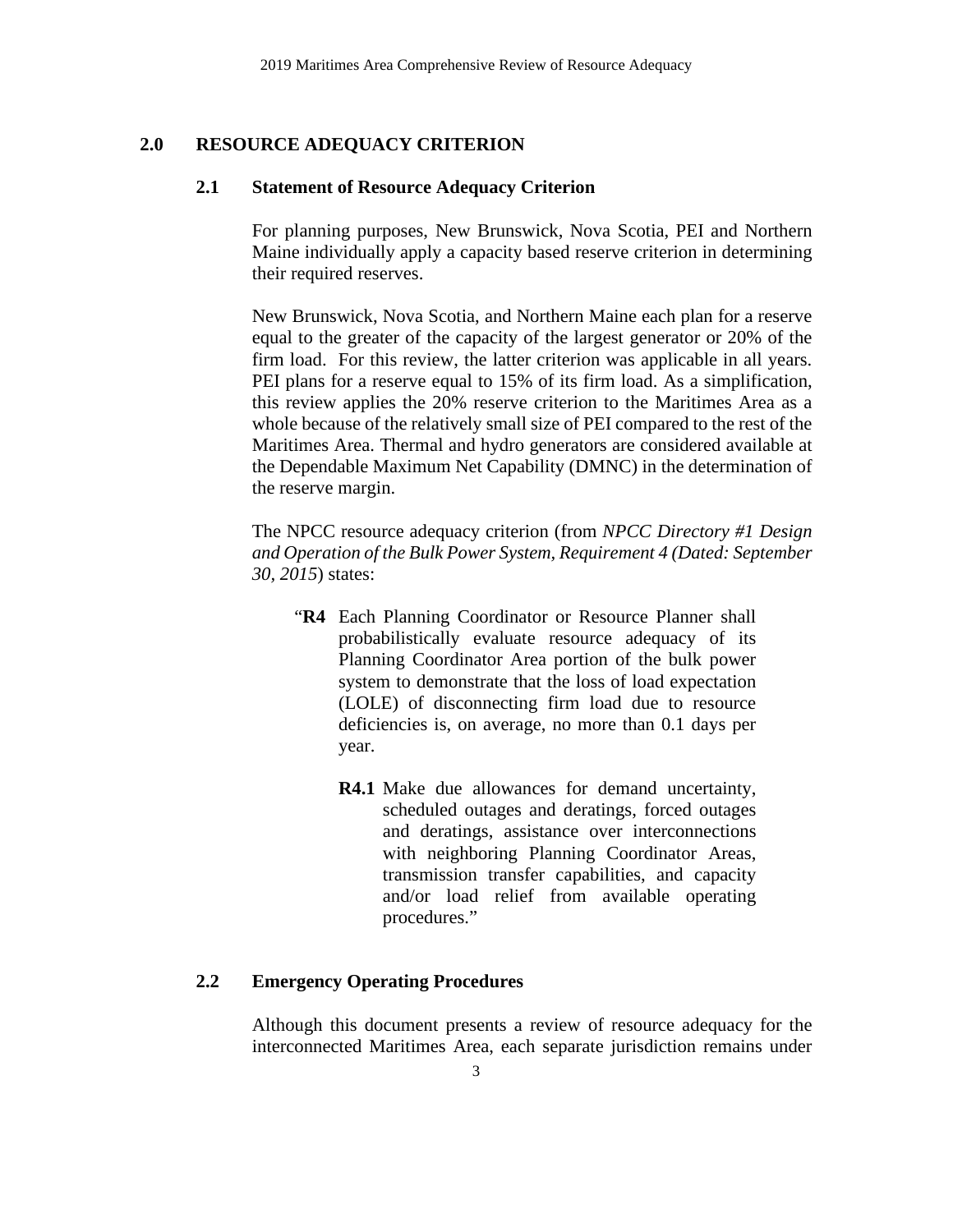## 2.0 RESOURCE ADEQUACY CRITERION

### 2.1 Statement of Resource Adequacy Criterion

For planning purposes, New Brunswick, Nova Scotia, PEI and Northern Maine individually apply a capacity based reserve criterion in determining their required reserves.

New Brunswick, Nova Scotia, and Northern Maine each plan for a reserve equal to the greater of the capacity of the largest generator or 20% of the firm load. For this review, the latter criterion was applicable in all years. PEI plans for a reserve equal to 15% of its firm load. As a simplification, this review applies the 20% reserve criterion to the Maritimes Area as a whole because of the relatively small size of PEI compared to the rest of the Maritimes Area. Thermal and hydro generators are considered available at the Dependable Maximum Net Capability (DMNC) in the determination of the reserve margin.

The NPCC resource adequacy criterion (from *NPCC Directory #1 Design and Operation of the Bulk Power System, Requirement 4 (Dated: September 30, 2015*) states:

> "**R4** Each Planning Coordinator or Resource Planner shall probabilistically evaluate resource adequacy of its Planning Coordinator Area portion of the bulk power system to demonstrate that the loss of load expectation (LOLE) of disconnecting firm load due to resource deficiencies is, on average, no more than 0.1 days per year.
>
> **R4.1** Make due allowances for demand uncertainty, scheduled outages and deratings, forced outages and deratings, assistance over interconnections with neighboring Planning Coordinator Areas, transmission transfer capabilities, and capacity and/or load relief from available operating procedures."

### 2.2 Emergency Operating Procedures

Although this document presents a review of resource adequacy for the interconnected Maritimes Area, each separate jurisdiction remains under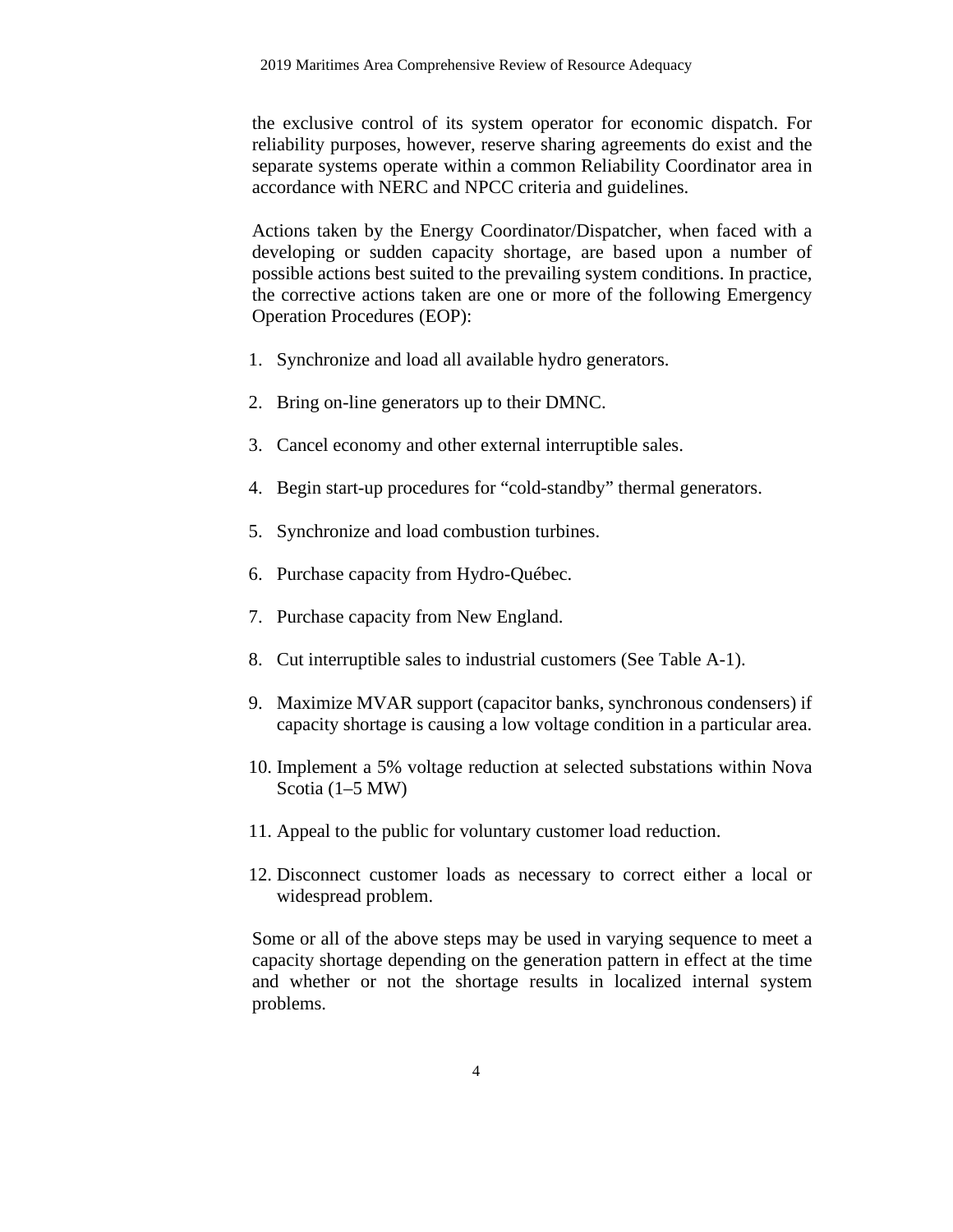the exclusive control of its system operator for economic dispatch. For reliability purposes, however, reserve sharing agreements do exist and the separate systems operate within a common Reliability Coordinator area in accordance with NERC and NPCC criteria and guidelines.

Actions taken by the Energy Coordinator/Dispatcher, when faced with a developing or sudden capacity shortage, are based upon a number of possible actions best suited to the prevailing system conditions. In practice, the corrective actions taken are one or more of the following Emergency Operation Procedures (EOP):

1. Synchronize and load all available hydro generators.
2. Bring on-line generators up to their DMNC.
3. Cancel economy and other external interruptible sales.
4. Begin start-up procedures for “cold-standby” thermal generators.
5. Synchronize and load combustion turbines.
6. Purchase capacity from Hydro-Québec.
7. Purchase capacity from New England.
8. Cut interruptible sales to industrial customers (See Table A-1).
9. Maximize MVAR support (capacitor banks, synchronous condensers) if capacity shortage is causing a low voltage condition in a particular area.
10. Implement a 5% voltage reduction at selected substations within Nova Scotia (1–5 MW)
11. Appeal to the public for voluntary customer load reduction.
12. Disconnect customer loads as necessary to correct either a local or widespread problem.

Some or all of the above steps may be used in varying sequence to meet a capacity shortage depending on the generation pattern in effect at the time and whether or not the shortage results in localized internal system problems.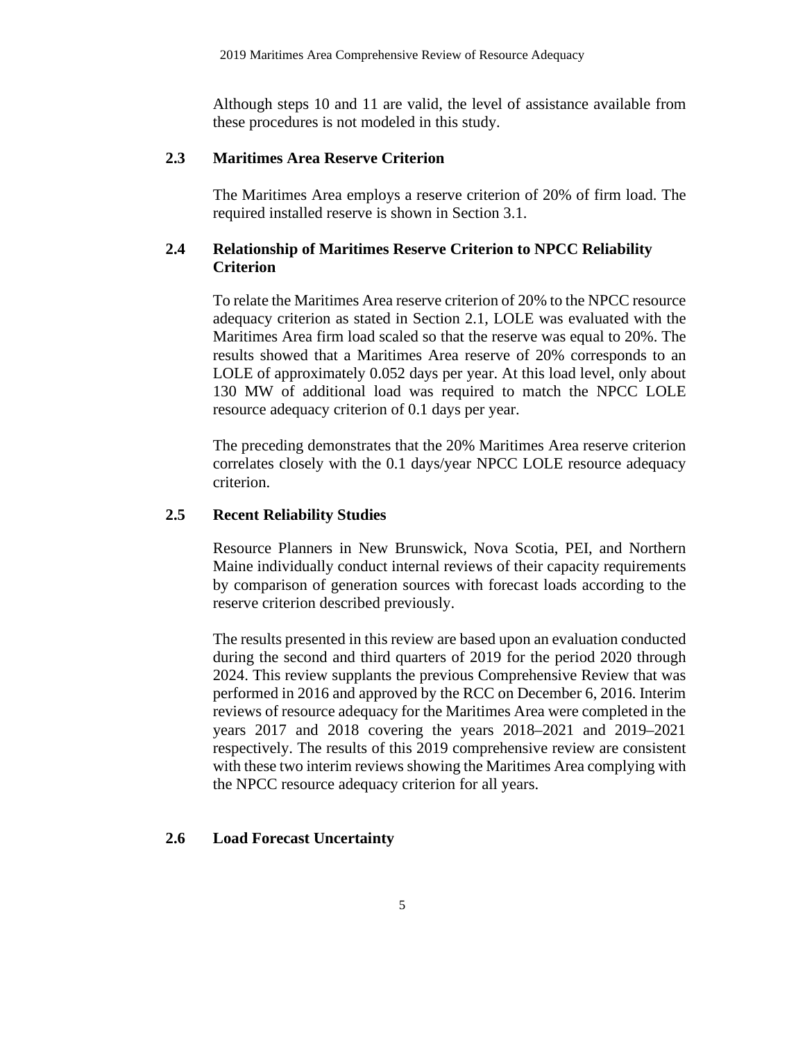Although steps 10 and 11 are valid, the level of assistance available from these procedures is not modeled in this study.

## 2.3 Maritimes Area Reserve Criterion

The Maritimes Area employs a reserve criterion of 20% of firm load. The required installed reserve is shown in Section 3.1.

## 2.4 Relationship of Maritimes Reserve Criterion to NPCC Reliability Criterion

To relate the Maritimes Area reserve criterion of 20% to the NPCC resource adequacy criterion as stated in Section 2.1, LOLE was evaluated with the Maritimes Area firm load scaled so that the reserve was equal to 20%. The results showed that a Maritimes Area reserve of 20% corresponds to an LOLE of approximately 0.052 days per year. At this load level, only about 130 MW of additional load was required to match the NPCC LOLE resource adequacy criterion of 0.1 days per year.

The preceding demonstrates that the 20% Maritimes Area reserve criterion correlates closely with the 0.1 days/year NPCC LOLE resource adequacy criterion.

## 2.5 Recent Reliability Studies

Resource Planners in New Brunswick, Nova Scotia, PEI, and Northern Maine individually conduct internal reviews of their capacity requirements by comparison of generation sources with forecast loads according to the reserve criterion described previously.

The results presented in this review are based upon an evaluation conducted during the second and third quarters of 2019 for the period 2020 through 2024. This review supplants the previous Comprehensive Review that was performed in 2016 and approved by the RCC on December 6, 2016. Interim reviews of resource adequacy for the Maritimes Area were completed in the years 2017 and 2018 covering the years 2018–2021 and 2019–2021 respectively. The results of this 2019 comprehensive review are consistent with these two interim reviews showing the Maritimes Area complying with the NPCC resource adequacy criterion for all years.

## 2.6 Load Forecast Uncertainty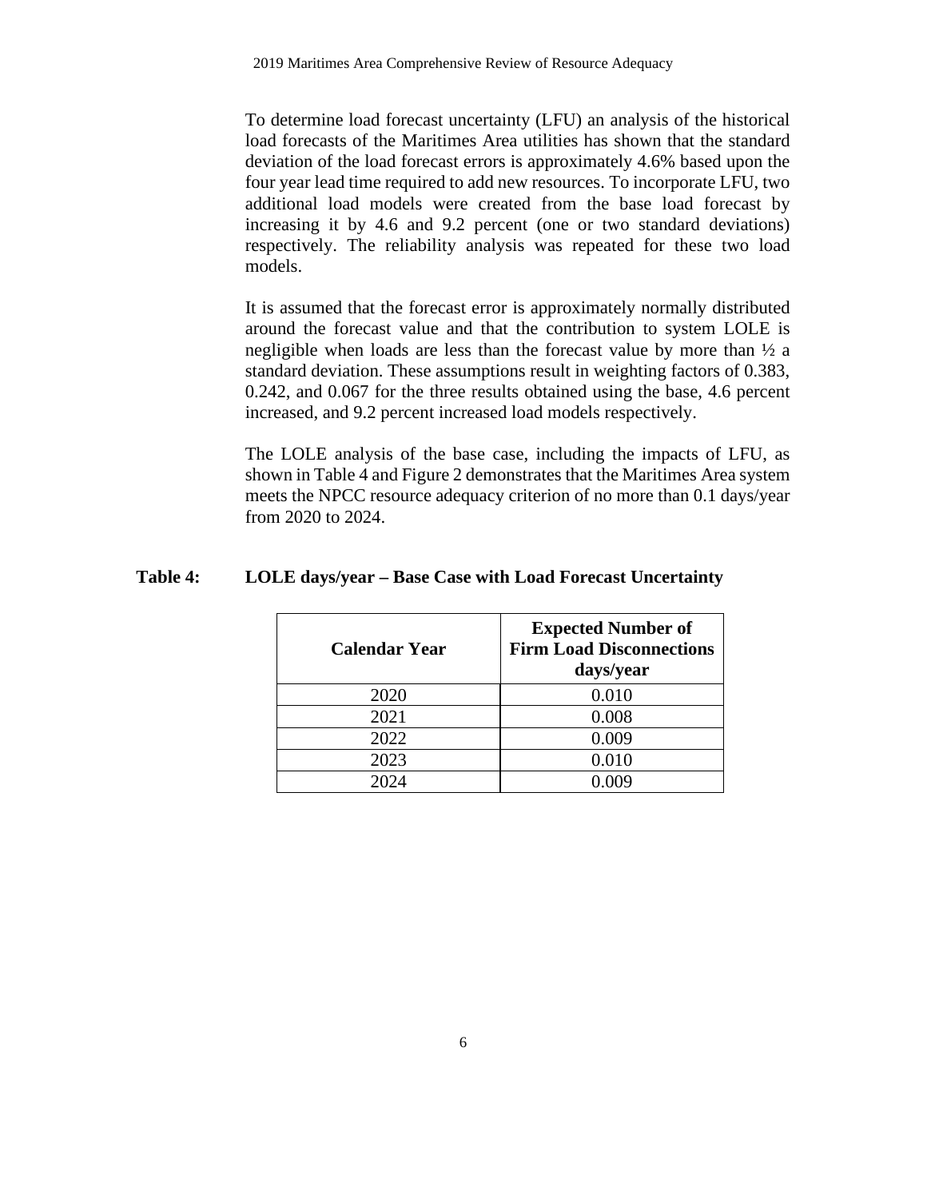To determine load forecast uncertainty (LFU) an analysis of the historical load forecasts of the Maritimes Area utilities has shown that the standard deviation of the load forecast errors is approximately 4.6% based upon the four year lead time required to add new resources. To incorporate LFU, two additional load models were created from the base load forecast by increasing it by 4.6 and 9.2 percent (one or two standard deviations) respectively. The reliability analysis was repeated for these two load models.

It is assumed that the forecast error is approximately normally distributed around the forecast value and that the contribution to system LOLE is negligible when loads are less than the forecast value by more than ½ a standard deviation. These assumptions result in weighting factors of 0.383, 0.242, and 0.067 for the three results obtained using the base, 4.6 percent increased, and 9.2 percent increased load models respectively.

The LOLE analysis of the base case, including the impacts of LFU, as shown in Table 4 and Figure 2 demonstrates that the Maritimes Area system meets the NPCC resource adequacy criterion of no more than 0.1 days/year from 2020 to 2024.

**Table 4: LOLE days/year – Base Case with Load Forecast Uncertainty**

| Calendar Year | Expected Number of Firm Load Disconnections days/year |
|---|---|
| 2020 | 0.010 |
| 2021 | 0.008 |
| 2022 | 0.009 |
| 2023 | 0.010 |
| 2024 | 0.009 |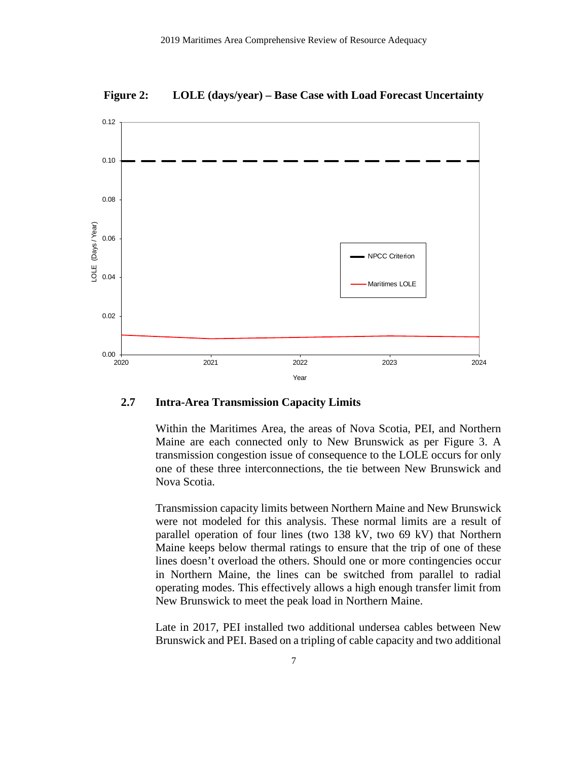**Figure 2: LOLE (days/year) – Base Case with Load Forecast Uncertainty**

### 2.7 Intra-Area Transmission Capacity Limits

Within the Maritimes Area, the areas of Nova Scotia, PEI, and Northern Maine are each connected only to New Brunswick as per Figure 3. A transmission congestion issue of consequence to the LOLE occurs for only one of these three interconnections, the tie between New Brunswick and Nova Scotia.

Transmission capacity limits between Northern Maine and New Brunswick were not modeled for this analysis. These normal limits are a result of parallel operation of four lines (two 138 kV, two 69 kV) that Northern Maine keeps below thermal ratings to ensure that the trip of one of these lines doesn't overload the others. Should one or more contingencies occur in Northern Maine, the lines can be switched from parallel to radial operating modes. This effectively allows a high enough transfer limit from New Brunswick to meet the peak load in Northern Maine.

Late in 2017, PEI installed two additional undersea cables between New Brunswick and PEI. Based on a tripling of cable capacity and two additional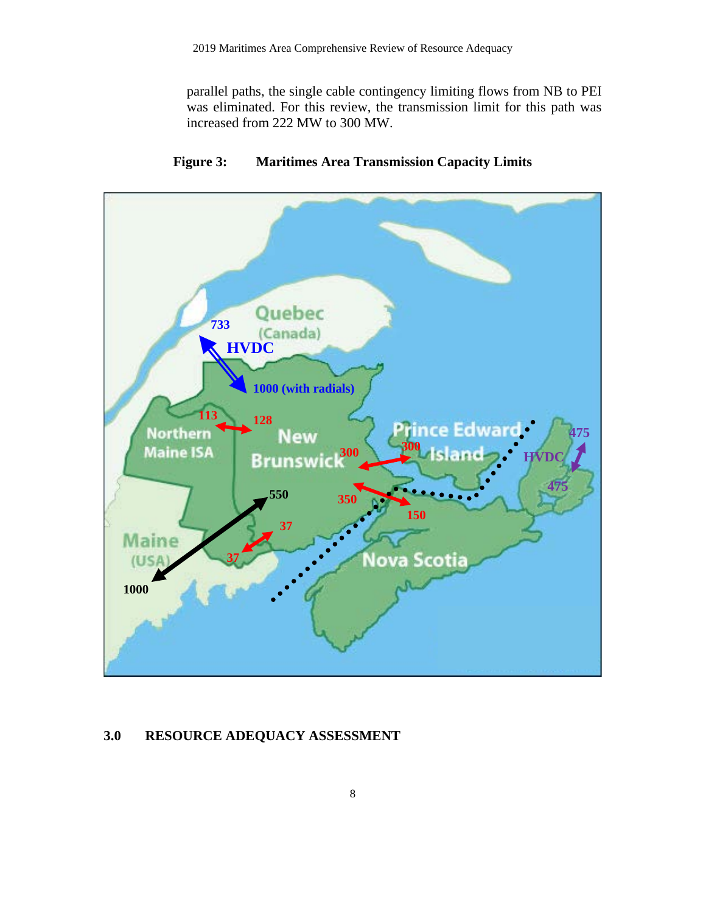parallel paths, the single cable contingency limiting flows from NB to PEI was eliminated. For this review, the transmission limit for this path was increased from 222 MW to 300 MW.

**Figure 3: Maritimes Area Transmission Capacity Limits**

## 3.0 RESOURCE ADEQUACY ASSESSMENT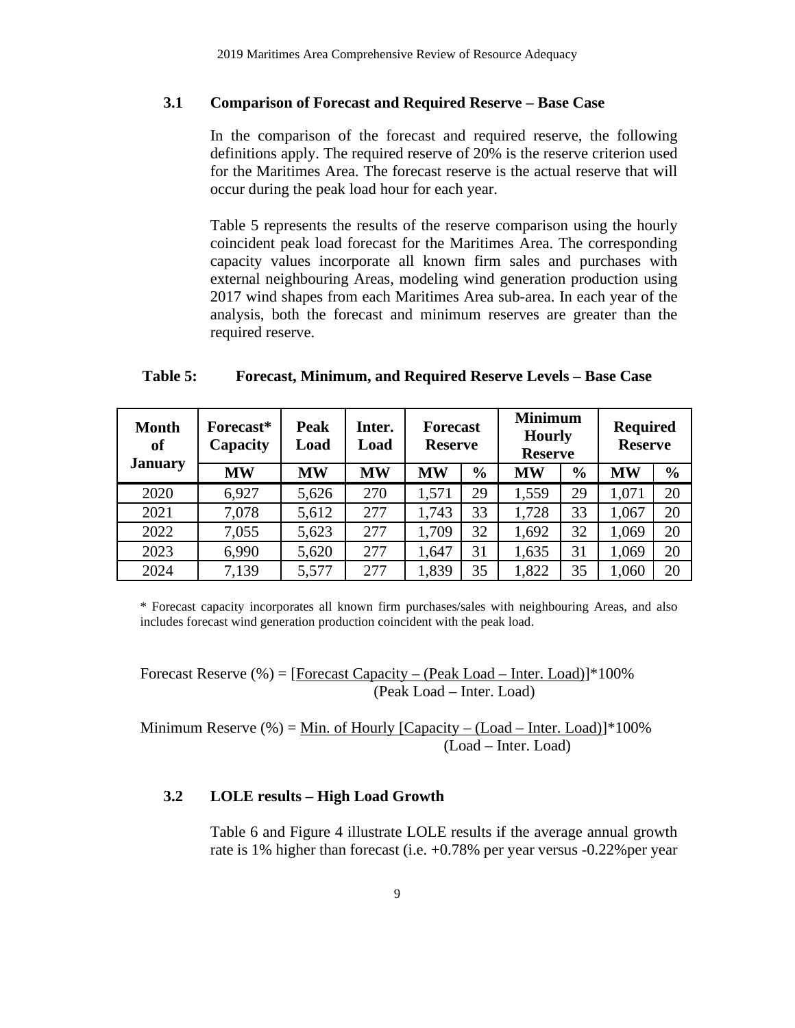### 3.1 Comparison of Forecast and Required Reserve – Base Case

In the comparison of the forecast and required reserve, the following definitions apply. The required reserve of 20% is the reserve criterion used for the Maritimes Area. The forecast reserve is the actual reserve that will occur during the peak load hour for each year.

Table 5 represents the results of the reserve comparison using the hourly coincident peak load forecast for the Maritimes Area. The corresponding capacity values incorporate all known firm sales and purchases with external neighbouring Areas, modeling wind generation production using 2017 wind shapes from each Maritimes Area sub-area. In each year of the analysis, both the forecast and minimum reserves are greater than the required reserve.

**Table 5: Forecast, Minimum, and Required Reserve Levels – Base Case**

| Month of January | Forecast* Capacity | Peak Load | Inter. Load | Forecast Reserve | | Minimum Hourly Reserve | | Required Reserve | |
|---|---|---|---|---|---|---|---|---|---|
| | MW | MW | MW | MW | % | MW | % | MW | % |
| 2020 | 6,927 | 5,626 | 270 | 1,571 | 29 | 1,559 | 29 | 1,071 | 20 |
| 2021 | 7,078 | 5,612 | 277 | 1,743 | 33 | 1,728 | 33 | 1,067 | 20 |
| 2022 | 7,055 | 5,623 | 277 | 1,709 | 32 | 1,692 | 32 | 1,069 | 20 |
| 2023 | 6,990 | 5,620 | 277 | 1,647 | 31 | 1,635 | 31 | 1,069 | 20 |
| 2024 | 7,139 | 5,577 | 277 | 1,839 | 35 | 1,822 | 35 | 1,060 | 20 |

\* Forecast capacity incorporates all known firm purchases/sales with neighbouring Areas, and also includes forecast wind generation production coincident with the peak load.

$$\text{Forecast Reserve (\%)} = \frac{[\text{Forecast Capacity} - (\text{Peak Load} - \text{Inter. Load})]}{(\text{Peak Load} - \text{Inter. Load})} * 100\%$$

$$\text{Minimum Reserve (\%)} = \frac{\text{Min. of Hourly } [\text{Capacity} - (\text{Load} - \text{Inter. Load})]}{(\text{Load} - \text{Inter. Load})} * 100\%$$

### 3.2 LOLE results – High Load Growth

Table 6 and Figure 4 illustrate LOLE results if the average annual growth rate is 1% higher than forecast (i.e. +0.78% per year versus -0.22%per year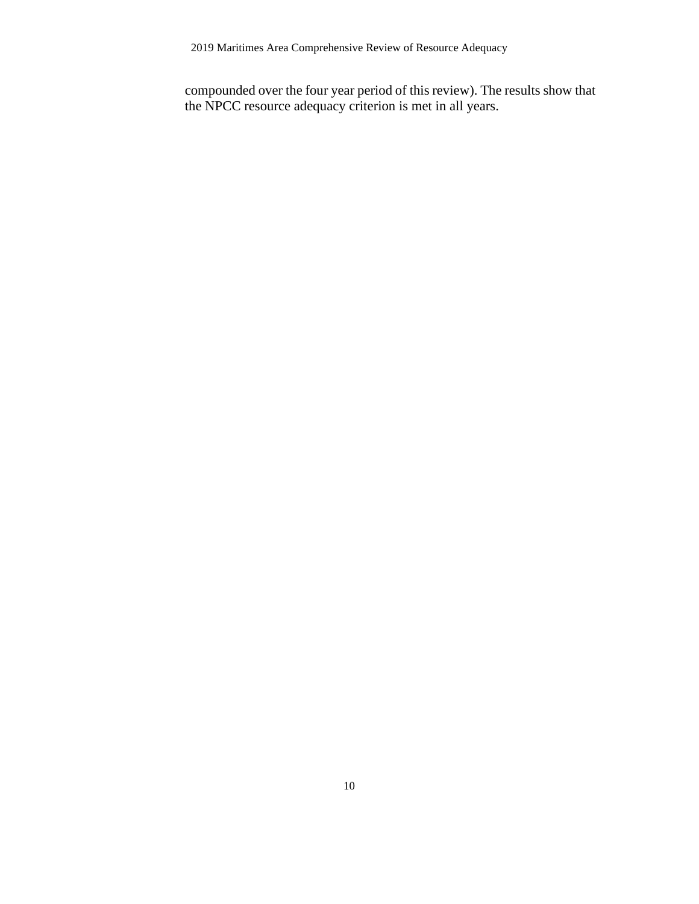compounded over the four year period of this review). The results show that the NPCC resource adequacy criterion is met in all years.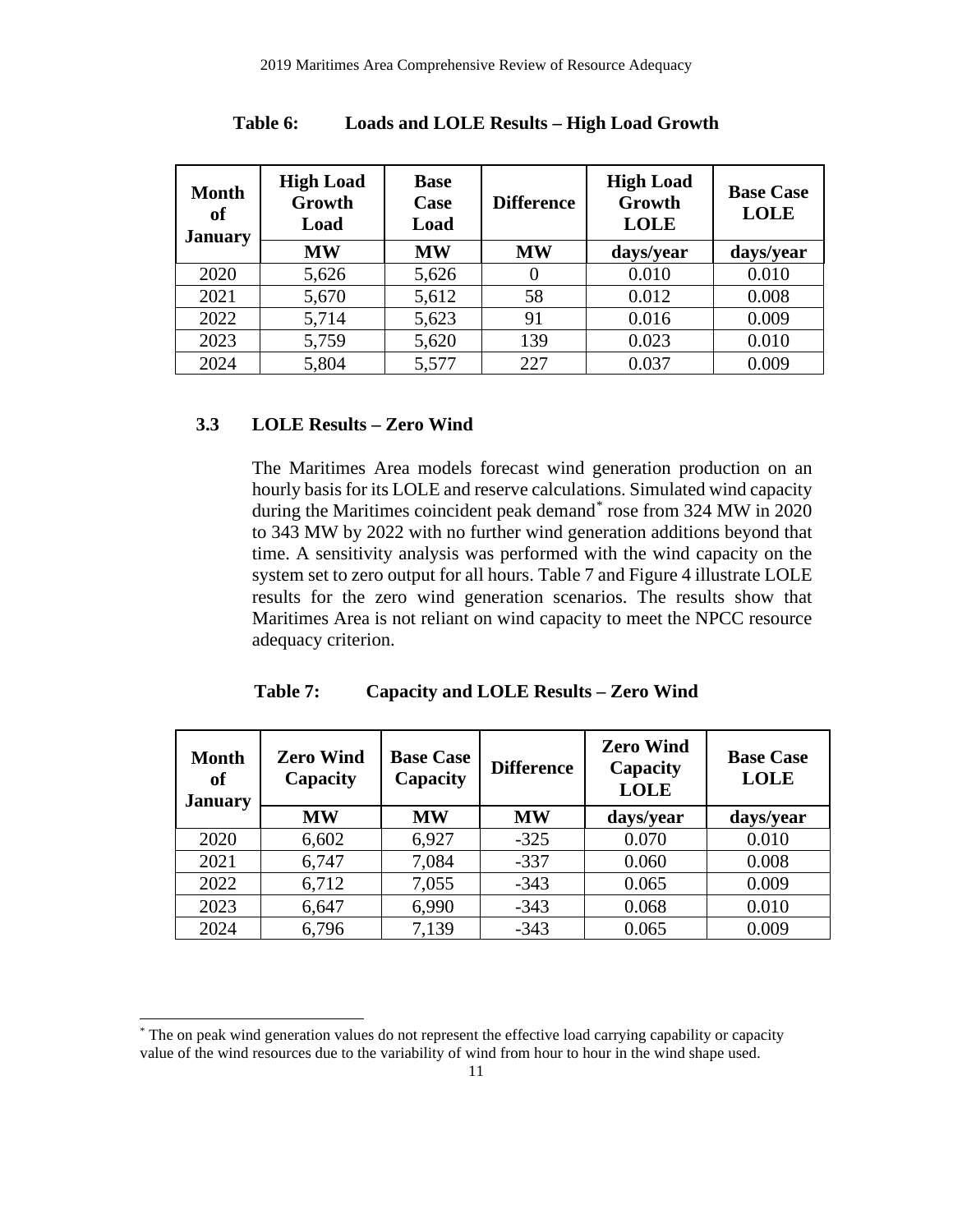**Table 6: Loads and LOLE Results – High Load Growth**

| Month of January | High Load Growth Load | Base Case Load | Difference | High Load Growth LOLE | Base Case LOLE |
|---|---|---|---|---|---|
| | MW | MW | MW | days/year | days/year |
| 2020 | 5,626 | 5,626 | 0 | 0.010 | 0.010 |
| 2021 | 5,670 | 5,612 | 58 | 0.012 | 0.008 |
| 2022 | 5,714 | 5,623 | 91 | 0.016 | 0.009 |
| 2023 | 5,759 | 5,620 | 139 | 0.023 | 0.010 |
| 2024 | 5,804 | 5,577 | 227 | 0.037 | 0.009 |

## 3.3 LOLE Results – Zero Wind

The Maritimes Area models forecast wind generation production on an hourly basis for its LOLE and reserve calculations. Simulated wind capacity during the Maritimes coincident peak demand* rose from 324 MW in 2020 to 343 MW by 2022 with no further wind generation additions beyond that time. A sensitivity analysis was performed with the wind capacity on the system set to zero output for all hours. Table 7 and Figure 4 illustrate LOLE results for the zero wind generation scenarios. The results show that Maritimes Area is not reliant on wind capacity to meet the NPCC resource adequacy criterion.

**Table 7: Capacity and LOLE Results – Zero Wind**

| Month of January | Zero Wind Capacity | Base Case Capacity | Difference | Zero Wind Capacity LOLE | Base Case LOLE |
|---|---|---|---|---|---|
| | MW | MW | MW | days/year | days/year |
| 2020 | 6,602 | 6,927 | -325 | 0.070 | 0.010 |
| 2021 | 6,747 | 7,084 | -337 | 0.060 | 0.008 |
| 2022 | 6,712 | 7,055 | -343 | 0.065 | 0.009 |
| 2023 | 6,647 | 6,990 | -343 | 0.068 | 0.010 |
| 2024 | 6,796 | 7,139 | -343 | 0.065 | 0.009 |

* The on peak wind generation values do not represent the effective load carrying capability or capacity value of the wind resources due to the variability of wind from hour to hour in the wind shape used.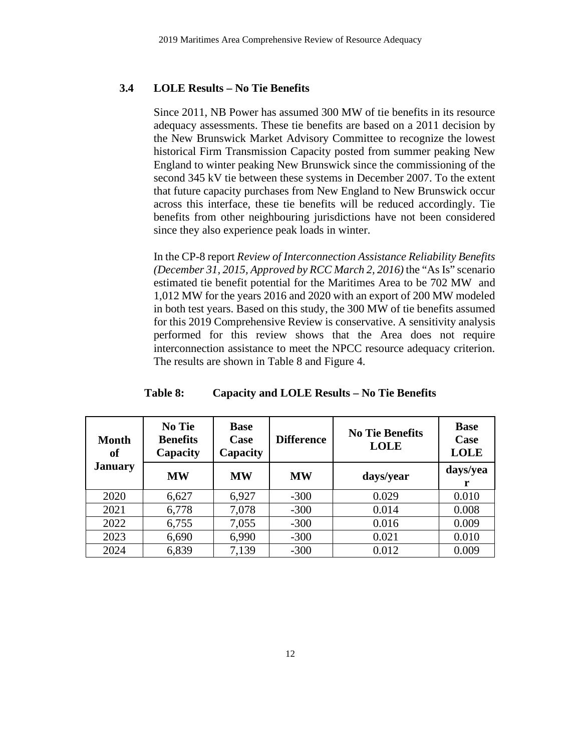### 3.4 LOLE Results – No Tie Benefits

Since 2011, NB Power has assumed 300 MW of tie benefits in its resource adequacy assessments. These tie benefits are based on a 2011 decision by the New Brunswick Market Advisory Committee to recognize the lowest historical Firm Transmission Capacity posted from summer peaking New England to winter peaking New Brunswick since the commissioning of the second 345 kV tie between these systems in December 2007. To the extent that future capacity purchases from New England to New Brunswick occur across this interface, these tie benefits will be reduced accordingly. Tie benefits from other neighbouring jurisdictions have not been considered since they also experience peak loads in winter.

In the CP-8 report *Review of Interconnection Assistance Reliability Benefits (December 31, 2015, Approved by RCC March 2, 2016)* the "As Is" scenario estimated tie benefit potential for the Maritimes Area to be 702 MW and 1,012 MW for the years 2016 and 2020 with an export of 200 MW modeled in both test years. Based on this study, the 300 MW of tie benefits assumed for this 2019 Comprehensive Review is conservative. A sensitivity analysis performed for this review shows that the Area does not require interconnection assistance to meet the NPCC resource adequacy criterion. The results are shown in Table 8 and Figure 4.

**Table 8: Capacity and LOLE Results – No Tie Benefits**

| Month of January | No Tie Benefits Capacity | Base Case Capacity | Difference | No Tie Benefits LOLE | Base Case LOLE |
|---|---|---|---|---|---|
| | MW | MW | MW | days/year | days/year |
| 2020 | 6,627 | 6,927 | -300 | 0.029 | 0.010 |
| 2021 | 6,778 | 7,078 | -300 | 0.014 | 0.008 |
| 2022 | 6,755 | 7,055 | -300 | 0.016 | 0.009 |
| 2023 | 6,690 | 6,990 | -300 | 0.021 | 0.010 |
| 2024 | 6,839 | 7,139 | -300 | 0.012 | 0.009 |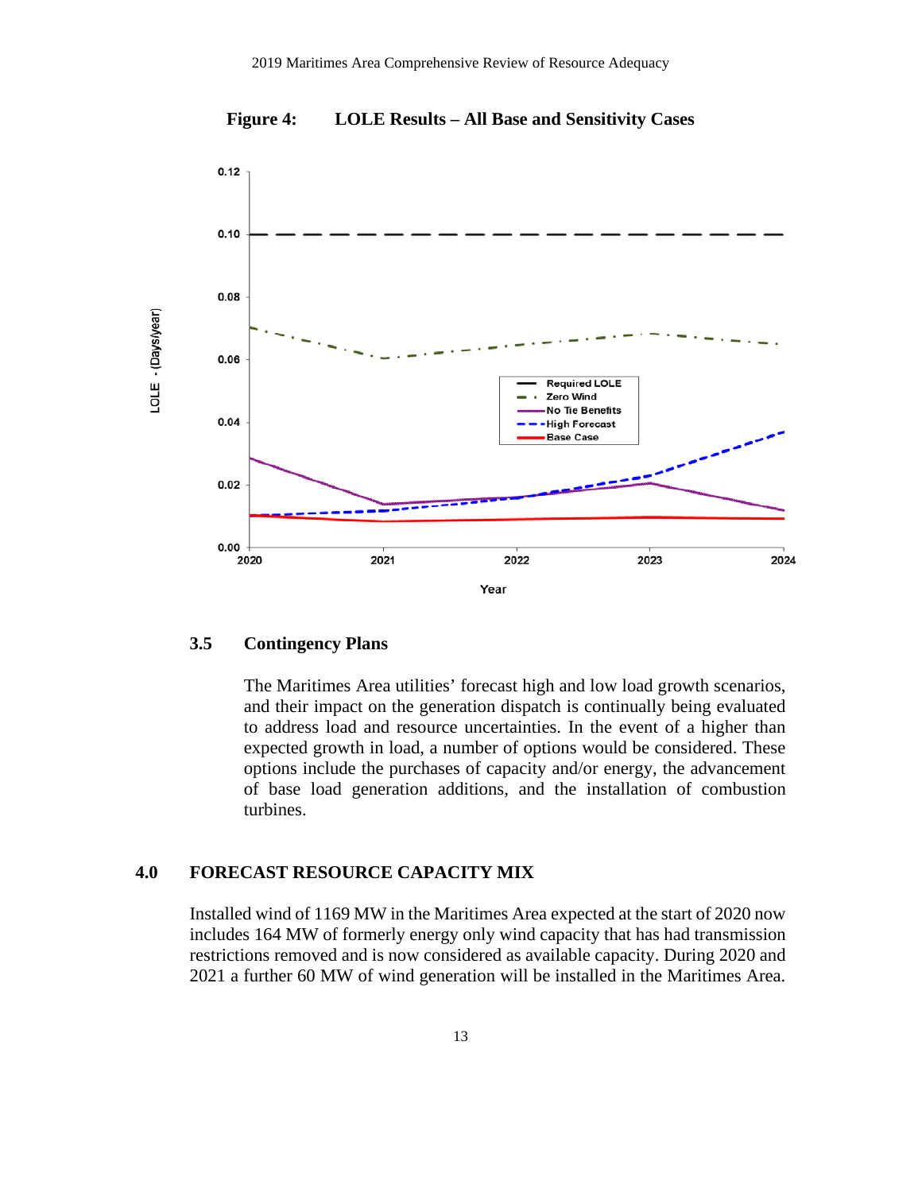**Figure 4: LOLE Results – All Base and Sensitivity Cases**

### 3.5 Contingency Plans

The Maritimes Area utilities' forecast high and low load growth scenarios, and their impact on the generation dispatch is continually being evaluated to address load and resource uncertainties. In the event of a higher than expected growth in load, a number of options would be considered. These options include the purchases of capacity and/or energy, the advancement of base load generation additions, and the installation of combustion turbines.

## 4.0 FORECAST RESOURCE CAPACITY MIX

Installed wind of 1169 MW in the Maritimes Area expected at the start of 2020 now includes 164 MW of formerly energy only wind capacity that has had transmission restrictions removed and is now considered as available capacity. During 2020 and 2021 a further 60 MW of wind generation will be installed in the Maritimes Area.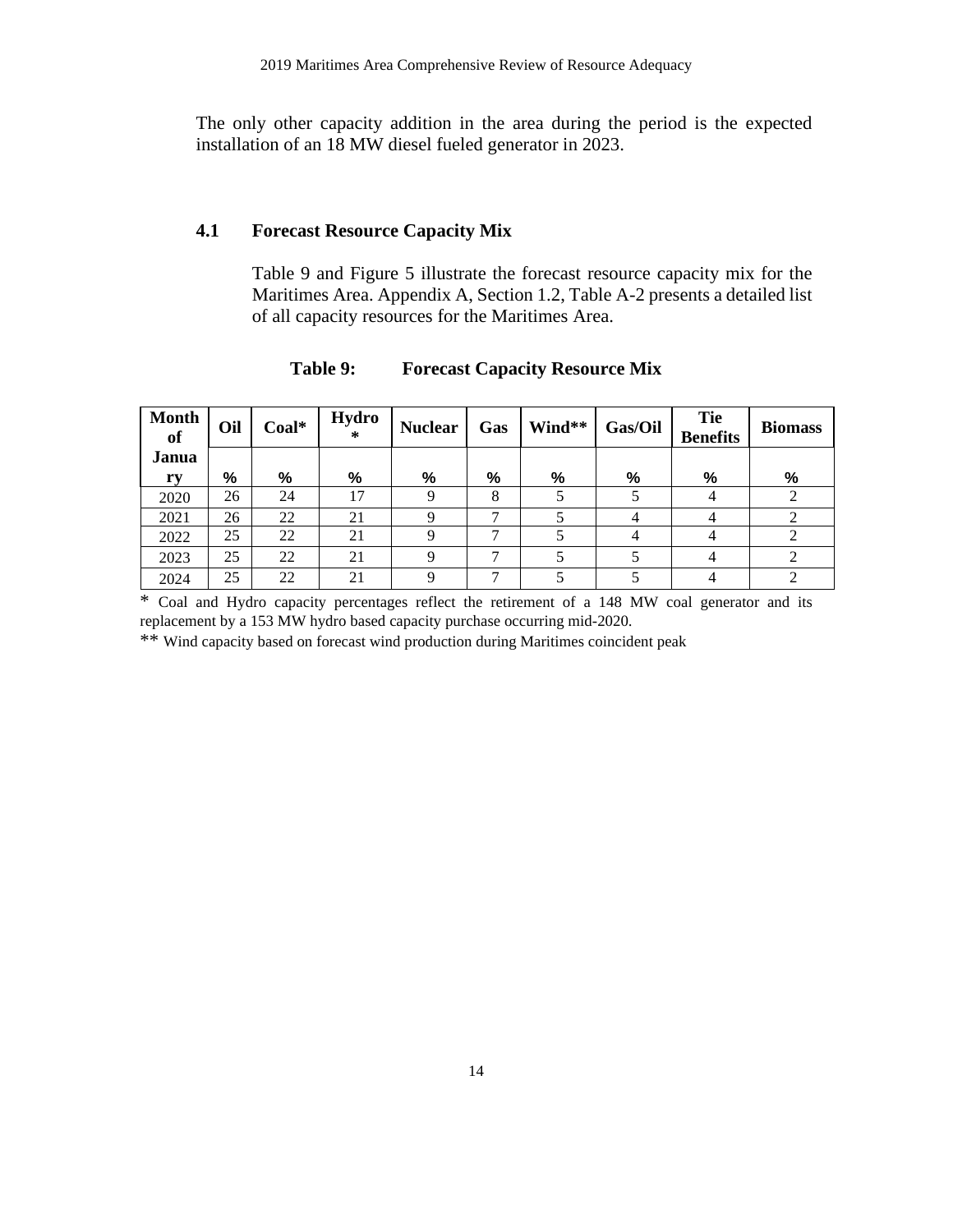The only other capacity addition in the area during the period is the expected installation of an 18 MW diesel fueled generator in 2023.

## 4.1 Forecast Resource Capacity Mix

Table 9 and Figure 5 illustrate the forecast resource capacity mix for the Maritimes Area. Appendix A, Section 1.2, Table A-2 presents a detailed list of all capacity resources for the Maritimes Area.

**Table 9: Forecast Capacity Resource Mix**

| Month of January | Oil | Coal* | Hydro * | Nuclear | Gas | Wind** | Gas/Oil | Tie Benefits | Biomass |
|---|---|---|---|---|---|---|---|---|---|
| | % | % | % | % | % | % | % | % | % |
| 2020 | 26 | 24 | 17 | 9 | 8 | 5 | 5 | 4 | 2 |
| 2021 | 26 | 22 | 21 | 9 | 7 | 5 | 4 | 4 | 2 |
| 2022 | 25 | 22 | 21 | 9 | 7 | 5 | 4 | 4 | 2 |
| 2023 | 25 | 22 | 21 | 9 | 7 | 5 | 5 | 4 | 2 |
| 2024 | 25 | 22 | 21 | 9 | 7 | 5 | 5 | 4 | 2 |

* Coal and Hydro capacity percentages reflect the retirement of a 148 MW coal generator and its replacement by a 153 MW hydro based capacity purchase occurring mid-2020.

** Wind capacity based on forecast wind production during Maritimes coincident peak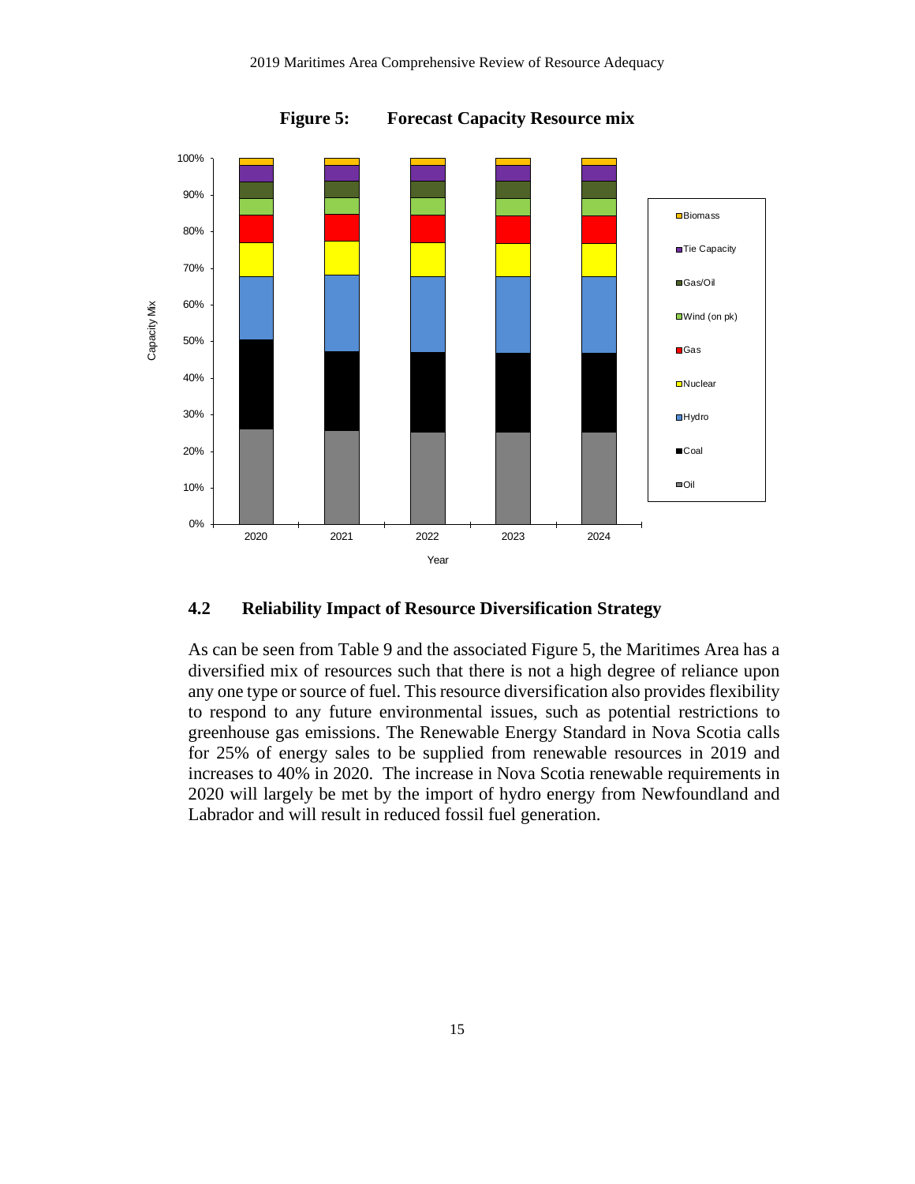**Figure 5: Forecast Capacity Resource mix**

## 4.2 Reliability Impact of Resource Diversification Strategy

As can be seen from Table 9 and the associated Figure 5, the Maritimes Area has a diversified mix of resources such that there is not a high degree of reliance upon any one type or source of fuel. This resource diversification also provides flexibility to respond to any future environmental issues, such as potential restrictions to greenhouse gas emissions. The Renewable Energy Standard in Nova Scotia calls for 25% of energy sales to be supplied from renewable resources in 2019 and increases to 40% in 2020. The increase in Nova Scotia renewable requirements in 2020 will largely be met by the import of hydro energy from Newfoundland and Labrador and will result in reduced fossil fuel generation.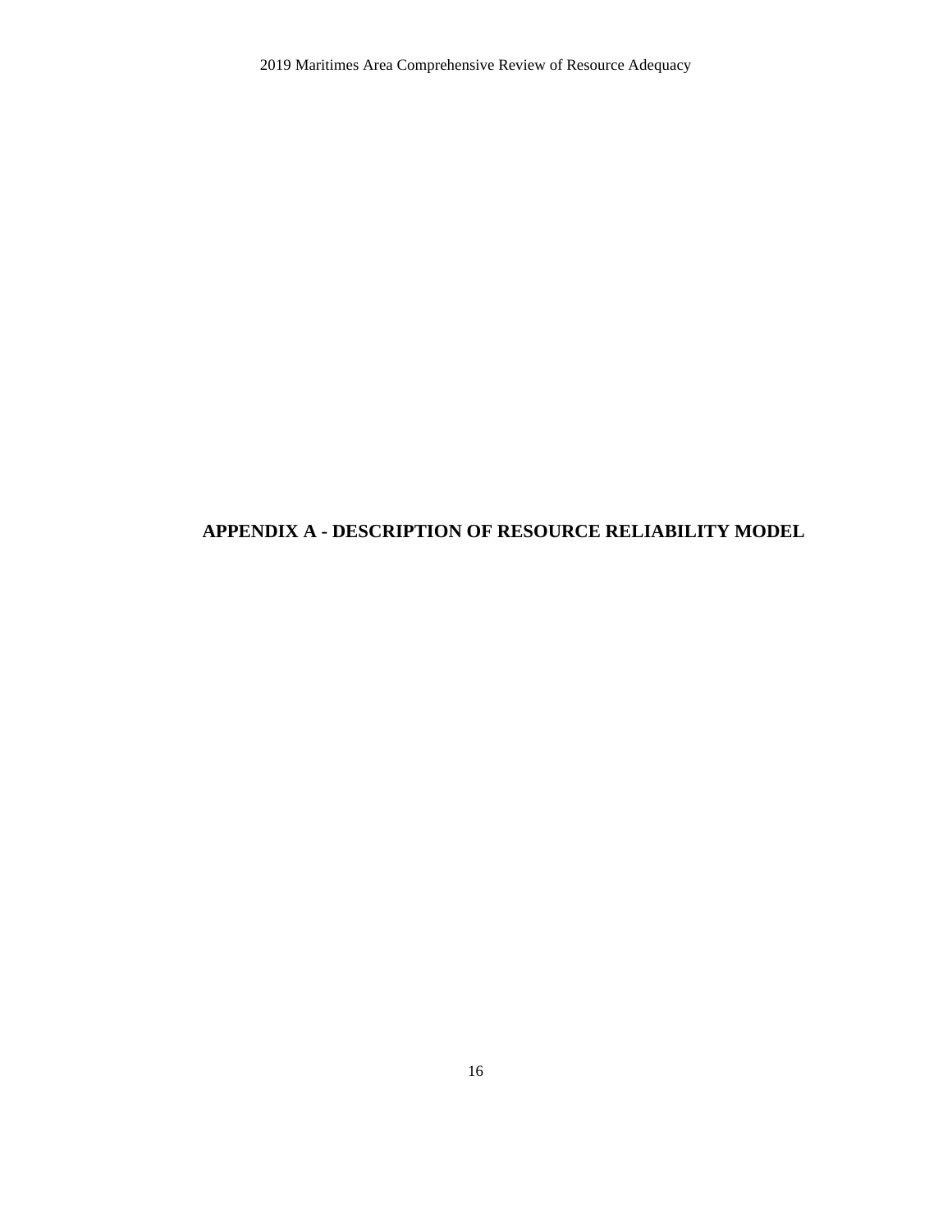# APPENDIX A - DESCRIPTION OF RESOURCE RELIABILITY MODEL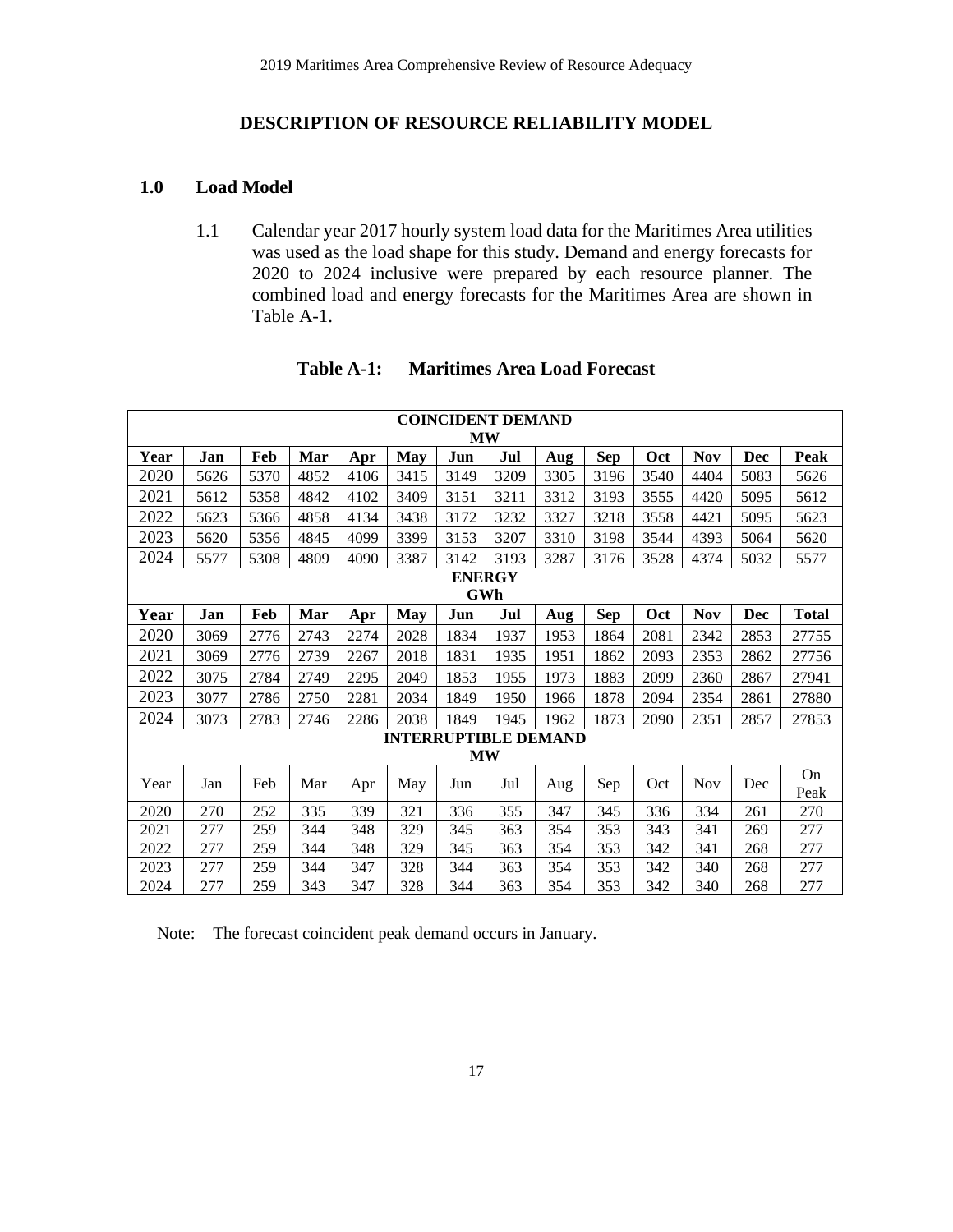## DESCRIPTION OF RESOURCE RELIABILITY MODEL

### 1.0 Load Model

1.1 Calendar year 2017 hourly system load data for the Maritimes Area utilities was used as the load shape for this study. Demand and energy forecasts for 2020 to 2024 inclusive were prepared by each resource planner. The combined load and energy forecasts for the Maritimes Area are shown in Table A-1.

**Table A-1: Maritimes Area Load Forecast**

| COINCIDENT DEMAND MW | | | | | | | | | | | | | |
|---|---|---|---|---|---|---|---|---|---|---|---|---|---|
| **Year** | **Jan** | **Feb** | **Mar** | **Apr** | **May** | **Jun** | **Jul** | **Aug** | **Sep** | **Oct** | **Nov** | **Dec** | **Peak** |
| 2020 | 5626 | 5370 | 4852 | 4106 | 3415 | 3149 | 3209 | 3305 | 3196 | 3540 | 4404 | 5083 | 5626 |
| 2021 | 5612 | 5358 | 4842 | 4102 | 3409 | 3151 | 3211 | 3312 | 3193 | 3555 | 4420 | 5095 | 5612 |
| 2022 | 5623 | 5366 | 4858 | 4134 | 3438 | 3172 | 3232 | 3327 | 3218 | 3558 | 4421 | 5095 | 5623 |
| 2023 | 5620 | 5356 | 4845 | 4099 | 3399 | 3153 | 3207 | 3310 | 3198 | 3544 | 4393 | 5064 | 5620 |
| 2024 | 5577 | 5308 | 4809 | 4090 | 3387 | 3142 | 3193 | 3287 | 3176 | 3528 | 4374 | 5032 | 5577 |
| **ENERGY GWh** | | | | | | | | | | | | | |
| **Year** | **Jan** | **Feb** | **Mar** | **Apr** | **May** | **Jun** | **Jul** | **Aug** | **Sep** | **Oct** | **Nov** | **Dec** | **Total** |
| 2020 | 3069 | 2776 | 2743 | 2274 | 2028 | 1834 | 1937 | 1953 | 1864 | 2081 | 2342 | 2853 | 27755 |
| 2021 | 3069 | 2776 | 2739 | 2267 | 2018 | 1831 | 1935 | 1951 | 1862 | 2093 | 2353 | 2862 | 27756 |
| 2022 | 3075 | 2784 | 2749 | 2295 | 2049 | 1853 | 1955 | 1973 | 1883 | 2099 | 2360 | 2867 | 27941 |
| 2023 | 3077 | 2786 | 2750 | 2281 | 2034 | 1849 | 1950 | 1966 | 1878 | 2094 | 2354 | 2861 | 27880 |
| 2024 | 3073 | 2783 | 2746 | 2286 | 2038 | 1849 | 1945 | 1962 | 1873 | 2090 | 2351 | 2857 | 27853 |
| **INTERRUPTIBLE DEMAND MW** | | | | | | | | | | | | | |
| Year | Jan | Feb | Mar | Apr | May | Jun | Jul | Aug | Sep | Oct | Nov | Dec | On Peak |
| 2020 | 270 | 252 | 335 | 339 | 321 | 336 | 355 | 347 | 345 | 336 | 334 | 261 | 270 |
| 2021 | 277 | 259 | 344 | 348 | 329 | 345 | 363 | 354 | 353 | 343 | 341 | 269 | 277 |
| 2022 | 277 | 259 | 344 | 348 | 329 | 345 | 363 | 354 | 353 | 342 | 341 | 268 | 277 |
| 2023 | 277 | 259 | 344 | 347 | 328 | 344 | 363 | 354 | 353 | 342 | 340 | 268 | 277 |
| 2024 | 277 | 259 | 343 | 347 | 328 | 344 | 363 | 354 | 353 | 342 | 340 | 268 | 277 |

Note: The forecast coincident peak demand occurs in January.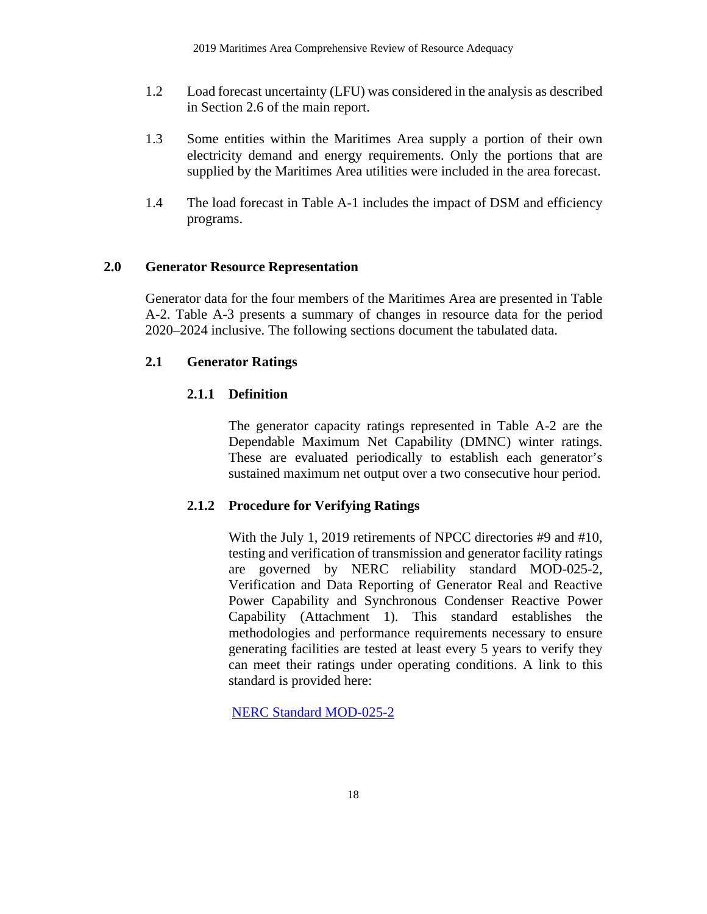1.2 Load forecast uncertainty (LFU) was considered in the analysis as described in Section 2.6 of the main report.

1.3 Some entities within the Maritimes Area supply a portion of their own electricity demand and energy requirements. Only the portions that are supplied by the Maritimes Area utilities were included in the area forecast.

1.4 The load forecast in Table A-1 includes the impact of DSM and efficiency programs.

## 2.0 Generator Resource Representation

Generator data for the four members of the Maritimes Area are presented in Table A-2. Table A-3 presents a summary of changes in resource data for the period 2020–2024 inclusive. The following sections document the tabulated data.

### 2.1 Generator Ratings

#### 2.1.1 Definition

The generator capacity ratings represented in Table A-2 are the Dependable Maximum Net Capability (DMNC) winter ratings. These are evaluated periodically to establish each generator's sustained maximum net output over a two consecutive hour period.

#### 2.1.2 Procedure for Verifying Ratings

With the July 1, 2019 retirements of NPCC directories #9 and #10, testing and verification of transmission and generator facility ratings are governed by NERC reliability standard MOD-025-2, Verification and Data Reporting of Generator Real and Reactive Power Capability and Synchronous Condenser Reactive Power Capability (Attachment 1). This standard establishes the methodologies and performance requirements necessary to ensure generating facilities are tested at least every 5 years to verify they can meet their ratings under operating conditions. A link to this standard is provided here:

NERC Standard MOD-025-2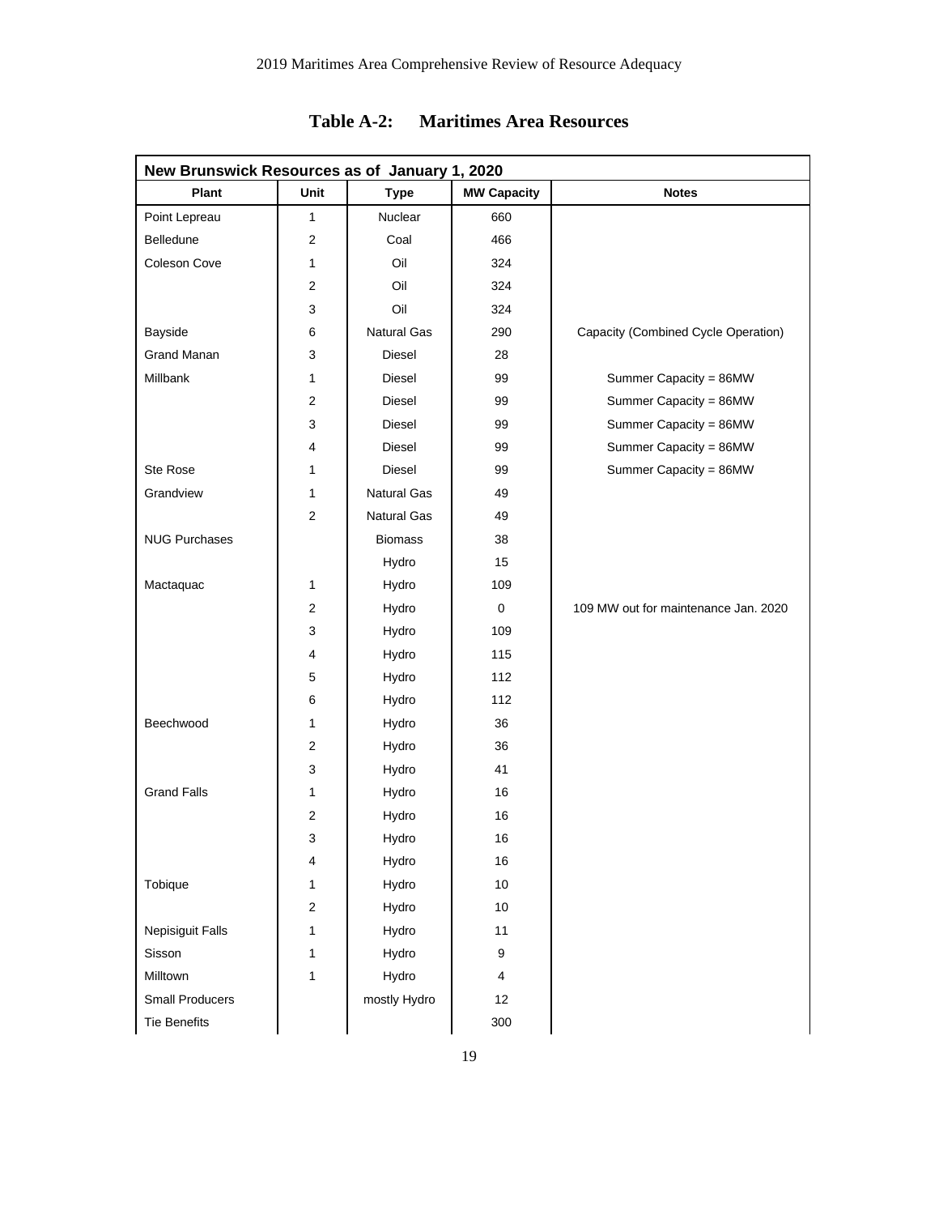## Table A-2: Maritimes Area Resources

| New Brunswick Resources as of January 1, 2020 | | | | |
|---|---|---|---|---|
| **Plant** | **Unit** | **Type** | **MW Capacity** | **Notes** |
| Point Lepreau | 1 | Nuclear | 660 | |
| Belledune | 2 | Coal | 466 | |
| Coleson Cove | 1 | Oil | 324 | |
| | 2 | Oil | 324 | |
| | 3 | Oil | 324 | |
| Bayside | 6 | Natural Gas | 290 | Capacity (Combined Cycle Operation) |
| Grand Manan | 3 | Diesel | 28 | |
| Millbank | 1 | Diesel | 99 | Summer Capacity = 86MW |
| | 2 | Diesel | 99 | Summer Capacity = 86MW |
| | 3 | Diesel | 99 | Summer Capacity = 86MW |
| | 4 | Diesel | 99 | Summer Capacity = 86MW |
| Ste Rose | 1 | Diesel | 99 | Summer Capacity = 86MW |
| Grandview | 1 | Natural Gas | 49 | |
| | 2 | Natural Gas | 49 | |
| NUG Purchases | | Biomass | 38 | |
| | | Hydro | 15 | |
| Mactaquac | 1 | Hydro | 109 | |
| | 2 | Hydro | 0 | 109 MW out for maintenance Jan. 2020 |
| | 3 | Hydro | 109 | |
| | 4 | Hydro | 115 | |
| | 5 | Hydro | 112 | |
| | 6 | Hydro | 112 | |
| Beechwood | 1 | Hydro | 36 | |
| | 2 | Hydro | 36 | |
| | 3 | Hydro | 41 | |
| Grand Falls | 1 | Hydro | 16 | |
| | 2 | Hydro | 16 | |
| | 3 | Hydro | 16 | |
| | 4 | Hydro | 16 | |
| Tobique | 1 | Hydro | 10 | |
| | 2 | Hydro | 10 | |
| Nepisiguit Falls | 1 | Hydro | 11 | |
| Sisson | 1 | Hydro | 9 | |
| Milltown | 1 | Hydro | 4 | |
| Small Producers | | mostly Hydro | 12 | |
| Tie Benefits | | | 300 | |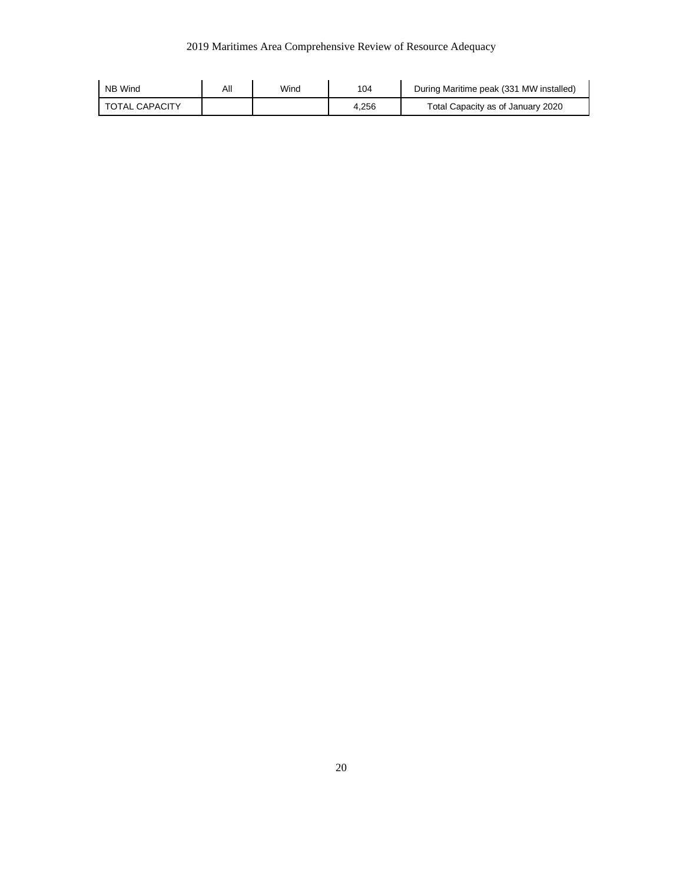| NB Wind | All | Wind | 104 | During Maritime peak (331 MW installed) |
|---|---|---|---|---|
| TOTAL CAPACITY | | | 4,256 | Total Capacity as of January 2020 |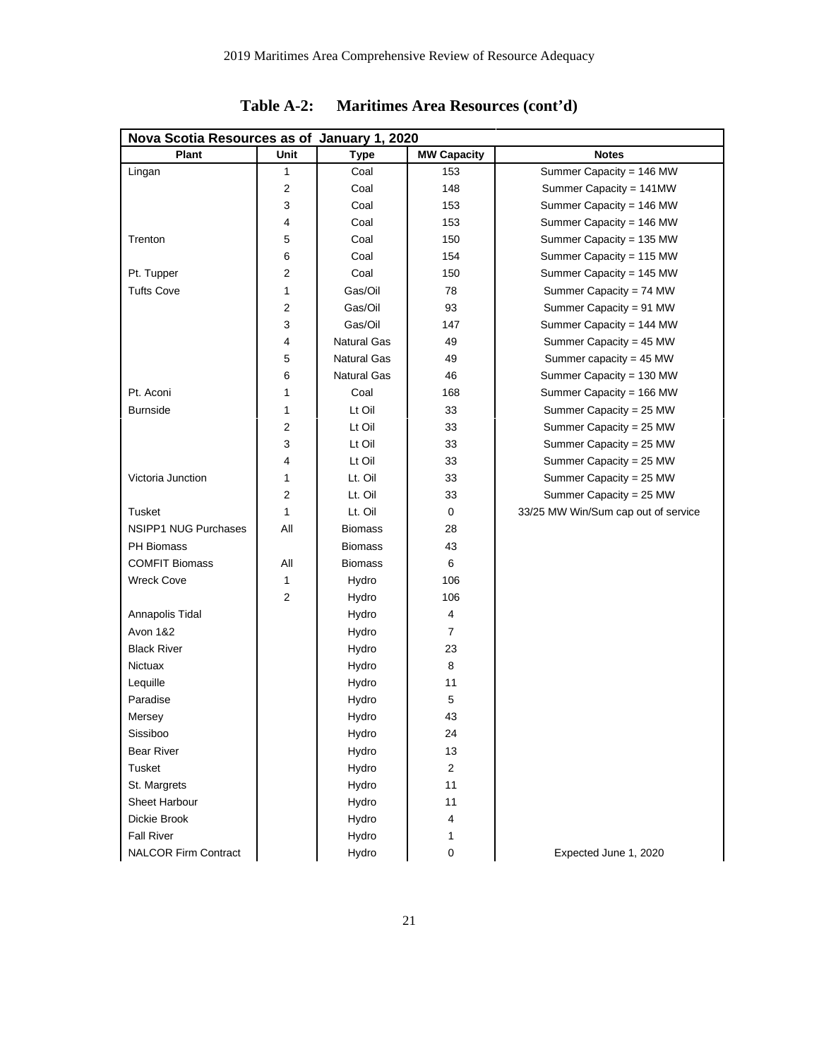**Table A-2: Maritimes Area Resources (cont'd)**

| Nova Scotia Resources as of January 1, 2020 | | | | |
|---|---|---|---|---|
| **Plant** | **Unit** | **Type** | **MW Capacity** | **Notes** |
| Lingan | 1 | Coal | 153 | Summer Capacity = 146 MW |
| | 2 | Coal | 148 | Summer Capacity = 141MW |
| | 3 | Coal | 153 | Summer Capacity = 146 MW |
| | 4 | Coal | 153 | Summer Capacity = 146 MW |
| Trenton | 5 | Coal | 150 | Summer Capacity = 135 MW |
| | 6 | Coal | 154 | Summer Capacity = 115 MW |
| Pt. Tupper | 2 | Coal | 150 | Summer Capacity = 145 MW |
| Tufts Cove | 1 | Gas/Oil | 78 | Summer Capacity = 74 MW |
| | 2 | Gas/Oil | 93 | Summer Capacity = 91 MW |
| | 3 | Gas/Oil | 147 | Summer Capacity = 144 MW |
| | 4 | Natural Gas | 49 | Summer Capacity = 45 MW |
| | 5 | Natural Gas | 49 | Summer capacity = 45 MW |
| | 6 | Natural Gas | 46 | Summer Capacity = 130 MW |
| Pt. Aconi | 1 | Coal | 168 | Summer Capacity = 166 MW |
| Burnside | 1 | Lt Oil | 33 | Summer Capacity = 25 MW |
| | 2 | Lt Oil | 33 | Summer Capacity = 25 MW |
| | 3 | Lt Oil | 33 | Summer Capacity = 25 MW |
| | 4 | Lt Oil | 33 | Summer Capacity = 25 MW |
| Victoria Junction | 1 | Lt. Oil | 33 | Summer Capacity = 25 MW |
| | 2 | Lt. Oil | 33 | Summer Capacity = 25 MW |
| Tusket | 1 | Lt. Oil | 0 | 33/25 MW Win/Sum cap out of service |
| NSIPP1 NUG Purchases | All | Biomass | 28 | |
| PH Biomass | | Biomass | 43 | |
| COMFIT Biomass | All | Biomass | 6 | |
| Wreck Cove | 1 | Hydro | 106 | |
| | 2 | Hydro | 106 | |
| Annapolis Tidal | | Hydro | 4 | |
| Avon 1&2 | | Hydro | 7 | |
| Black River | | Hydro | 23 | |
| Nictuax | | Hydro | 8 | |
| Lequille | | Hydro | 11 | |
| Paradise | | Hydro | 5 | |
| Mersey | | Hydro | 43 | |
| Sissiboo | | Hydro | 24 | |
| Bear River | | Hydro | 13 | |
| Tusket | | Hydro | 2 | |
| St. Margrets | | Hydro | 11 | |
| Sheet Harbour | | Hydro | 11 | |
| Dickie Brook | | Hydro | 4 | |
| Fall River | | Hydro | 1 | |
| NALCOR Firm Contract | | Hydro | 0 | Expected June 1, 2020 |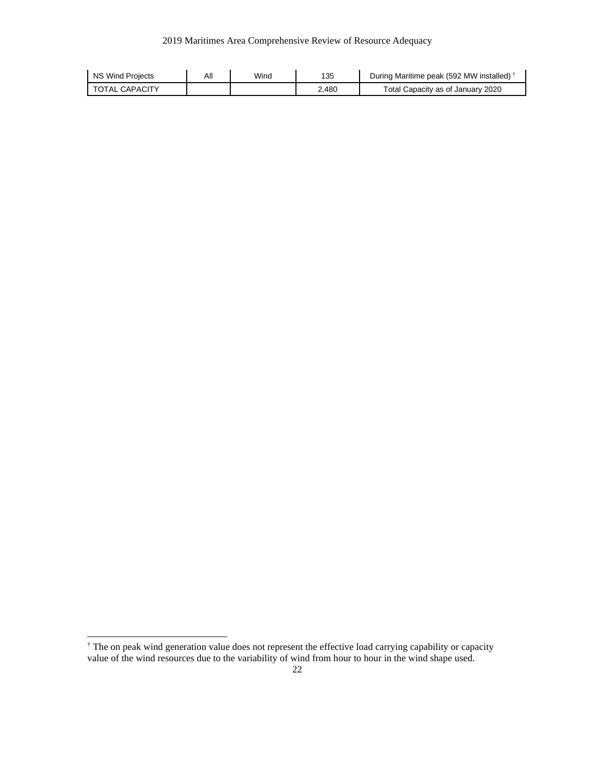| NS Wind Projects | All | Wind | 135 | During Maritime peak (592 MW installed) † |
|---|---|---|---|---|
| TOTAL CAPACITY | | | 2,480 | Total Capacity as of January 2020 |

† The on peak wind generation value does not represent the effective load carrying capability or capacity value of the wind resources due to the variability of wind from hour to hour in the wind shape used.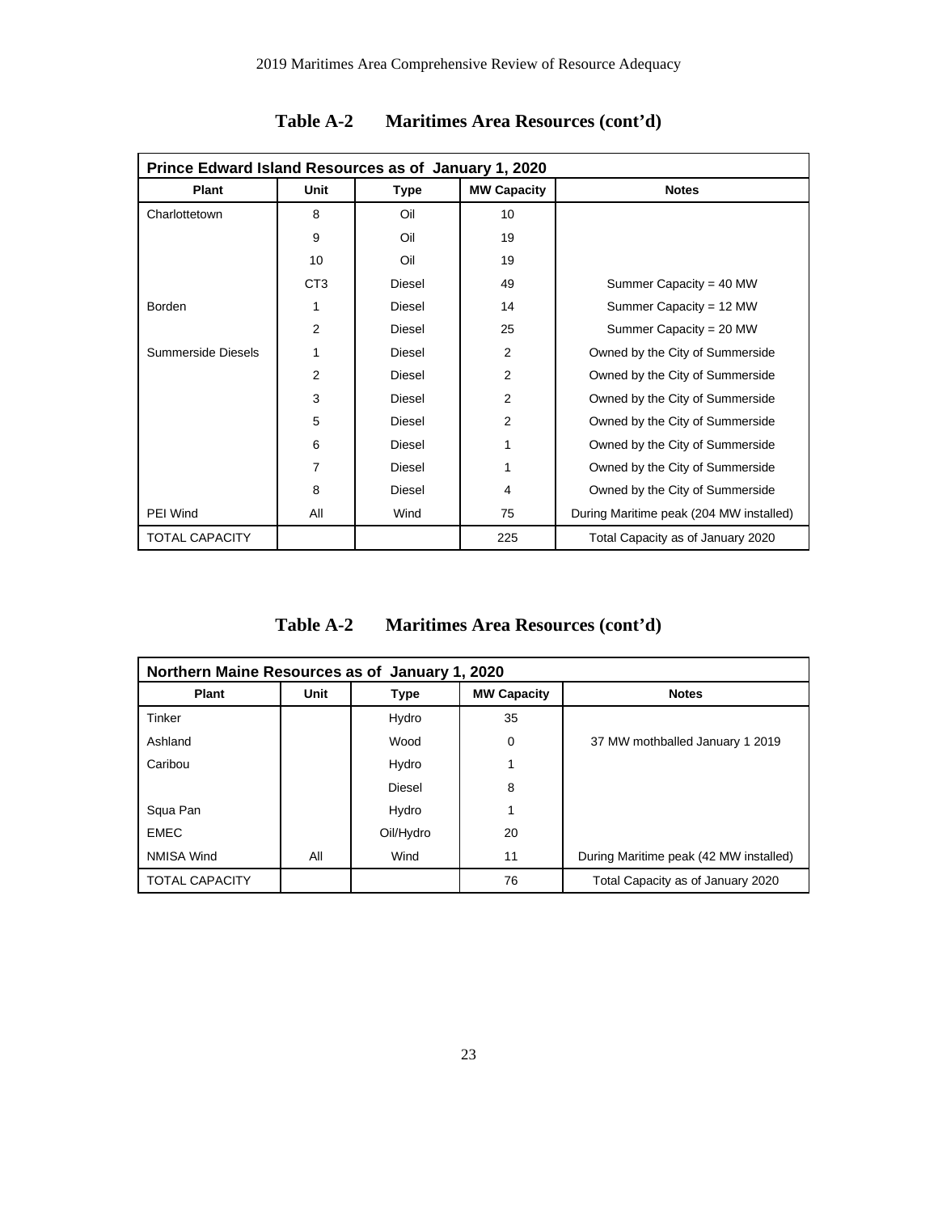**Table A-2 Maritimes Area Resources (cont'd)**

| Prince Edward Island Resources as of January 1, 2020 | | | | |
|---|---|---|---|---|
| **Plant** | **Unit** | **Type** | **MW Capacity** | **Notes** |
| Charlottetown | 8 | Oil | 10 | |
| | 9 | Oil | 19 | |
| | 10 | Oil | 19 | |
| | CT3 | Diesel | 49 | Summer Capacity = 40 MW |
| Borden | 1 | Diesel | 14 | Summer Capacity = 12 MW |
| | 2 | Diesel | 25 | Summer Capacity = 20 MW |
| Summerside Diesels | 1 | Diesel | 2 | Owned by the City of Summerside |
| | 2 | Diesel | 2 | Owned by the City of Summerside |
| | 3 | Diesel | 2 | Owned by the City of Summerside |
| | 5 | Diesel | 2 | Owned by the City of Summerside |
| | 6 | Diesel | 1 | Owned by the City of Summerside |
| | 7 | Diesel | 1 | Owned by the City of Summerside |
| | 8 | Diesel | 4 | Owned by the City of Summerside |
| PEI Wind | All | Wind | 75 | During Maritime peak (204 MW installed) |
| TOTAL CAPACITY | | | 225 | Total Capacity as of January 2020 |

**Table A-2 Maritimes Area Resources (cont'd)**

| Northern Maine Resources as of January 1, 2020 | | | | |
|---|---|---|---|---|
| **Plant** | **Unit** | **Type** | **MW Capacity** | **Notes** |
| Tinker | | Hydro | 35 | |
| Ashland | | Wood | 0 | 37 MW mothballed January 1 2019 |
| Caribou | | Hydro | 1 | |
| | | Diesel | 8 | |
| Squa Pan | | Hydro | 1 | |
| EMEC | | Oil/Hydro | 20 | |
| NMISA Wind | All | Wind | 11 | During Maritime peak (42 MW installed) |
| TOTAL CAPACITY | | | 76 | Total Capacity as of January 2020 |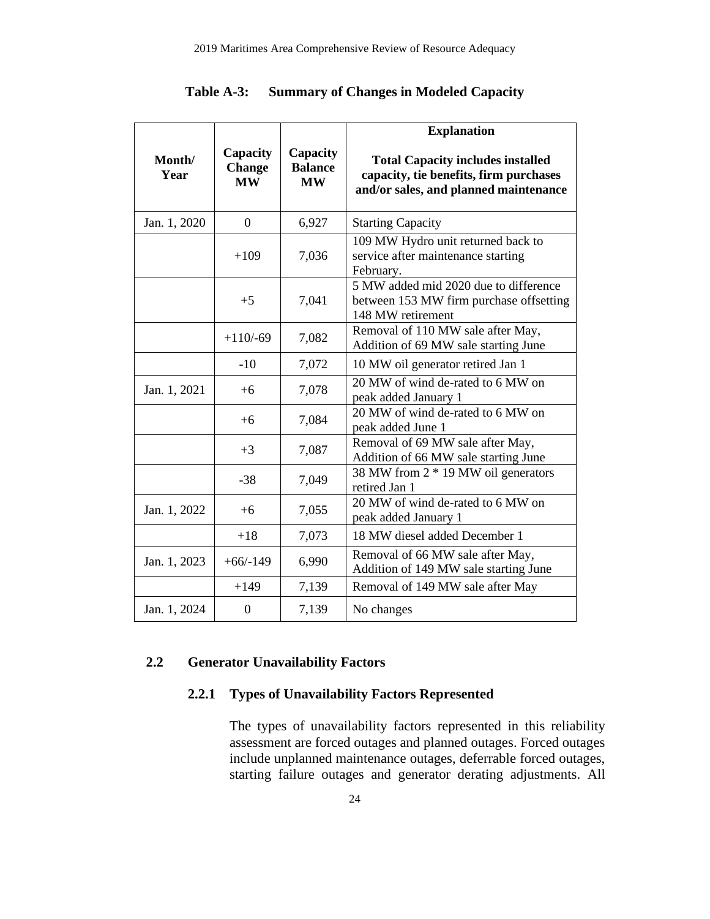**Table A-3: Summary of Changes in Modeled Capacity**

| Month/ Year | Capacity Change MW | Capacity Balance MW | Explanation<br><br>Total Capacity includes installed capacity, tie benefits, firm purchases and/or sales, and planned maintenance |
|---|---|---|---|
| Jan. 1, 2020 | 0 | 6,927 | Starting Capacity |
| | +109 | 7,036 | 109 MW Hydro unit returned back to service after maintenance starting February. |
| | +5 | 7,041 | 5 MW added mid 2020 due to difference between 153 MW firm purchase offsetting 148 MW retirement |
| | +110/-69 | 7,082 | Removal of 110 MW sale after May, Addition of 69 MW sale starting June |
| | -10 | 7,072 | 10 MW oil generator retired Jan 1 |
| Jan. 1, 2021 | +6 | 7,078 | 20 MW of wind de-rated to 6 MW on peak added January 1 |
| | +6 | 7,084 | 20 MW of wind de-rated to 6 MW on peak added June 1 |
| | +3 | 7,087 | Removal of 69 MW sale after May, Addition of 66 MW sale starting June |
| | -38 | 7,049 | 38 MW from 2 * 19 MW oil generators retired Jan 1 |
| Jan. 1, 2022 | +6 | 7,055 | 20 MW of wind de-rated to 6 MW on peak added January 1 |
| | +18 | 7,073 | 18 MW diesel added December 1 |
| Jan. 1, 2023 | +66/-149 | 6,990 | Removal of 66 MW sale after May, Addition of 149 MW sale starting June |
| | +149 | 7,139 | Removal of 149 MW sale after May |
| Jan. 1, 2024 | 0 | 7,139 | No changes |

## 2.2 Generator Unavailability Factors

### 2.2.1 Types of Unavailability Factors Represented

The types of unavailability factors represented in this reliability assessment are forced outages and planned outages. Forced outages include unplanned maintenance outages, deferrable forced outages, starting failure outages and generator derating adjustments. All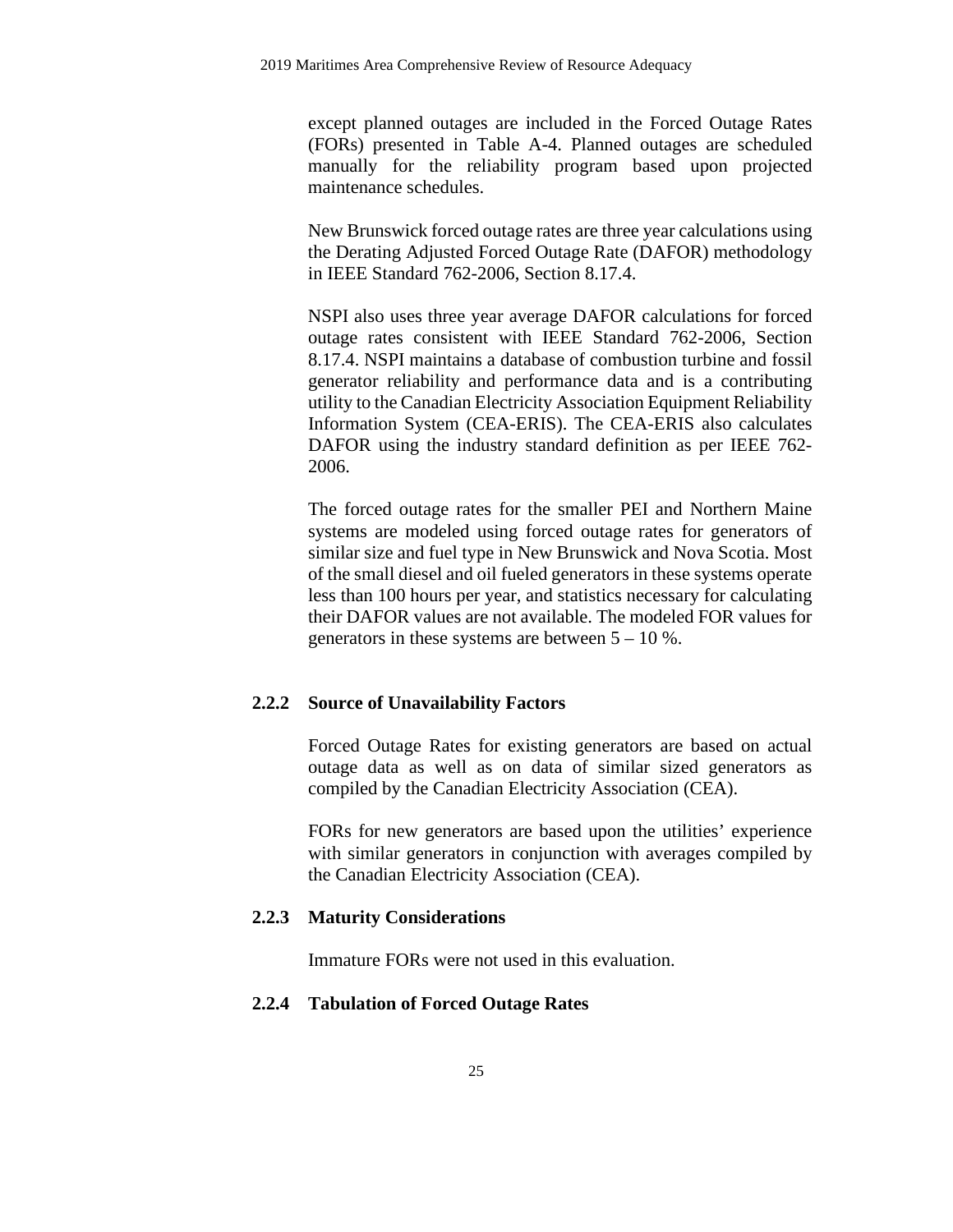except planned outages are included in the Forced Outage Rates (FORs) presented in Table A-4. Planned outages are scheduled manually for the reliability program based upon projected maintenance schedules.

New Brunswick forced outage rates are three year calculations using the Derating Adjusted Forced Outage Rate (DAFOR) methodology in IEEE Standard 762-2006, Section 8.17.4.

NSPI also uses three year average DAFOR calculations for forced outage rates consistent with IEEE Standard 762-2006, Section 8.17.4. NSPI maintains a database of combustion turbine and fossil generator reliability and performance data and is a contributing utility to the Canadian Electricity Association Equipment Reliability Information System (CEA-ERIS). The CEA-ERIS also calculates DAFOR using the industry standard definition as per IEEE 762-2006.

The forced outage rates for the smaller PEI and Northern Maine systems are modeled using forced outage rates for generators of similar size and fuel type in New Brunswick and Nova Scotia. Most of the small diesel and oil fueled generators in these systems operate less than 100 hours per year, and statistics necessary for calculating their DAFOR values are not available. The modeled FOR values for generators in these systems are between 5 – 10 %.

### 2.2.2 Source of Unavailability Factors

Forced Outage Rates for existing generators are based on actual outage data as well as on data of similar sized generators as compiled by the Canadian Electricity Association (CEA).

FORs for new generators are based upon the utilities' experience with similar generators in conjunction with averages compiled by the Canadian Electricity Association (CEA).

### 2.2.3 Maturity Considerations

Immature FORs were not used in this evaluation.

### 2.2.4 Tabulation of Forced Outage Rates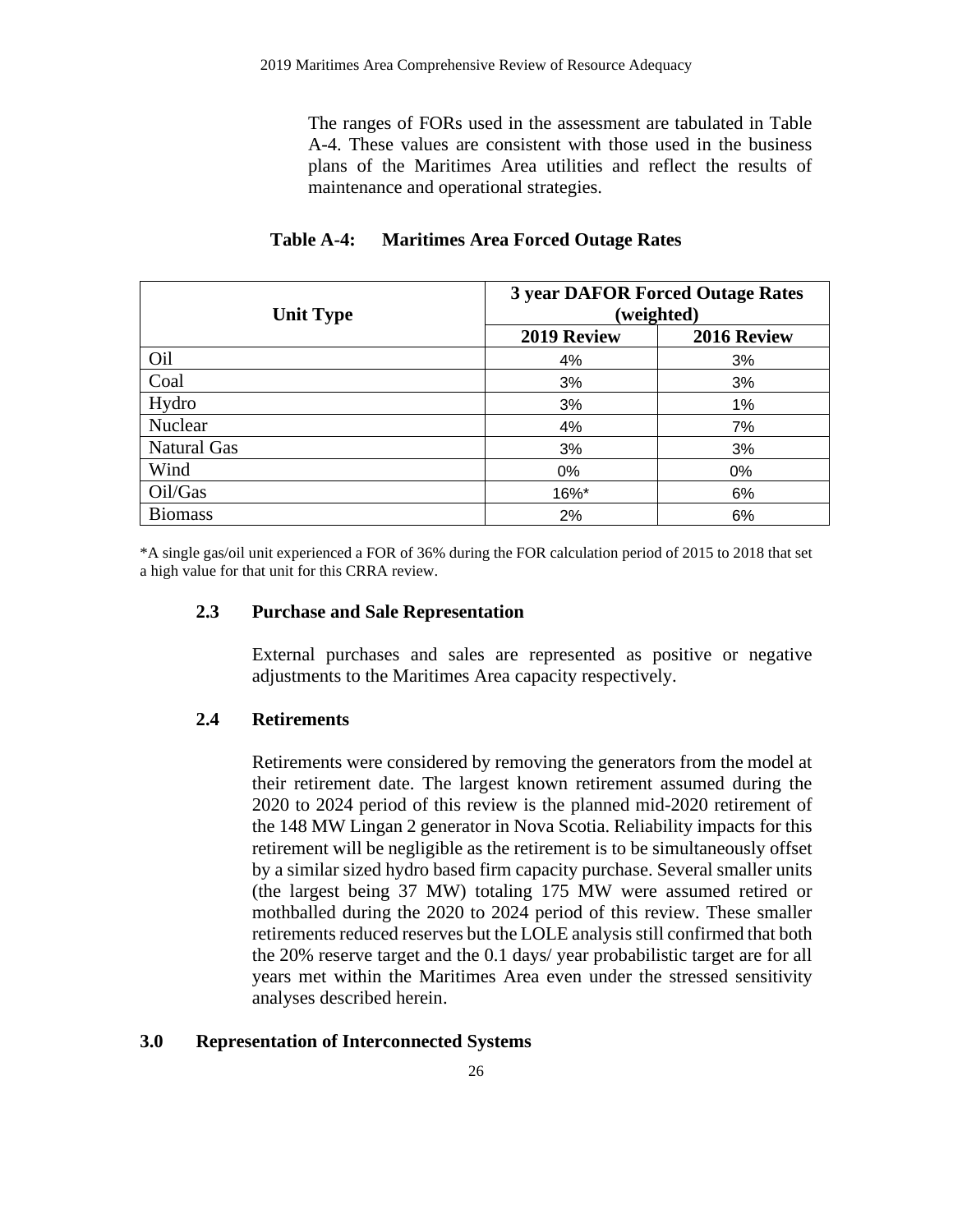The ranges of FORs used in the assessment are tabulated in Table A-4. These values are consistent with those used in the business plans of the Maritimes Area utilities and reflect the results of maintenance and operational strategies.

**Table A-4: Maritimes Area Forced Outage Rates**

| Unit Type | 3 year DAFOR Forced Outage Rates (weighted) | |
|---|---|---|
| | **2019 Review** | **2016 Review** |
| Oil | 4% | 3% |
| Coal | 3% | 3% |
| Hydro | 3% | 1% |
| Nuclear | 4% | 7% |
| Natural Gas | 3% | 3% |
| Wind | 0% | 0% |
| Oil/Gas | 16%* | 6% |
| Biomass | 2% | 6% |

*A single gas/oil unit experienced a FOR of 36% during the FOR calculation period of 2015 to 2018 that set a high value for that unit for this CRRA review.

### 2.3 Purchase and Sale Representation

External purchases and sales are represented as positive or negative adjustments to the Maritimes Area capacity respectively.

### 2.4 Retirements

Retirements were considered by removing the generators from the model at their retirement date. The largest known retirement assumed during the 2020 to 2024 period of this review is the planned mid-2020 retirement of the 148 MW Lingan 2 generator in Nova Scotia. Reliability impacts for this retirement will be negligible as the retirement is to be simultaneously offset by a similar sized hydro based firm capacity purchase. Several smaller units (the largest being 37 MW) totaling 175 MW were assumed retired or mothballed during the 2020 to 2024 period of this review. These smaller retirements reduced reserves but the LOLE analysis still confirmed that both the 20% reserve target and the 0.1 days/ year probabilistic target are for all years met within the Maritimes Area even under the stressed sensitivity analyses described herein.

## 3.0 Representation of Interconnected Systems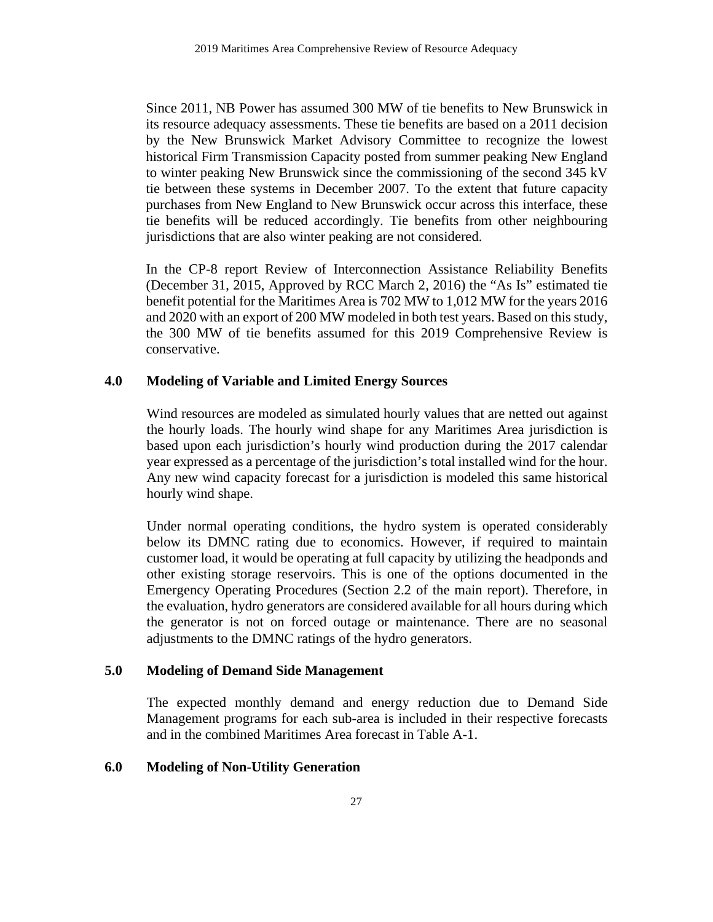Since 2011, NB Power has assumed 300 MW of tie benefits to New Brunswick in its resource adequacy assessments. These tie benefits are based on a 2011 decision by the New Brunswick Market Advisory Committee to recognize the lowest historical Firm Transmission Capacity posted from summer peaking New England to winter peaking New Brunswick since the commissioning of the second 345 kV tie between these systems in December 2007. To the extent that future capacity purchases from New England to New Brunswick occur across this interface, these tie benefits will be reduced accordingly. Tie benefits from other neighbouring jurisdictions that are also winter peaking are not considered.

In the CP-8 report Review of Interconnection Assistance Reliability Benefits (December 31, 2015, Approved by RCC March 2, 2016) the "As Is" estimated tie benefit potential for the Maritimes Area is 702 MW to 1,012 MW for the years 2016 and 2020 with an export of 200 MW modeled in both test years. Based on this study, the 300 MW of tie benefits assumed for this 2019 Comprehensive Review is conservative.

## 4.0 Modeling of Variable and Limited Energy Sources

Wind resources are modeled as simulated hourly values that are netted out against the hourly loads. The hourly wind shape for any Maritimes Area jurisdiction is based upon each jurisdiction's hourly wind production during the 2017 calendar year expressed as a percentage of the jurisdiction's total installed wind for the hour. Any new wind capacity forecast for a jurisdiction is modeled this same historical hourly wind shape.

Under normal operating conditions, the hydro system is operated considerably below its DMNC rating due to economics. However, if required to maintain customer load, it would be operating at full capacity by utilizing the headponds and other existing storage reservoirs. This is one of the options documented in the Emergency Operating Procedures (Section 2.2 of the main report). Therefore, in the evaluation, hydro generators are considered available for all hours during which the generator is not on forced outage or maintenance. There are no seasonal adjustments to the DMNC ratings of the hydro generators.

## 5.0 Modeling of Demand Side Management

The expected monthly demand and energy reduction due to Demand Side Management programs for each sub-area is included in their respective forecasts and in the combined Maritimes Area forecast in Table A-1.

## 6.0 Modeling of Non-Utility Generation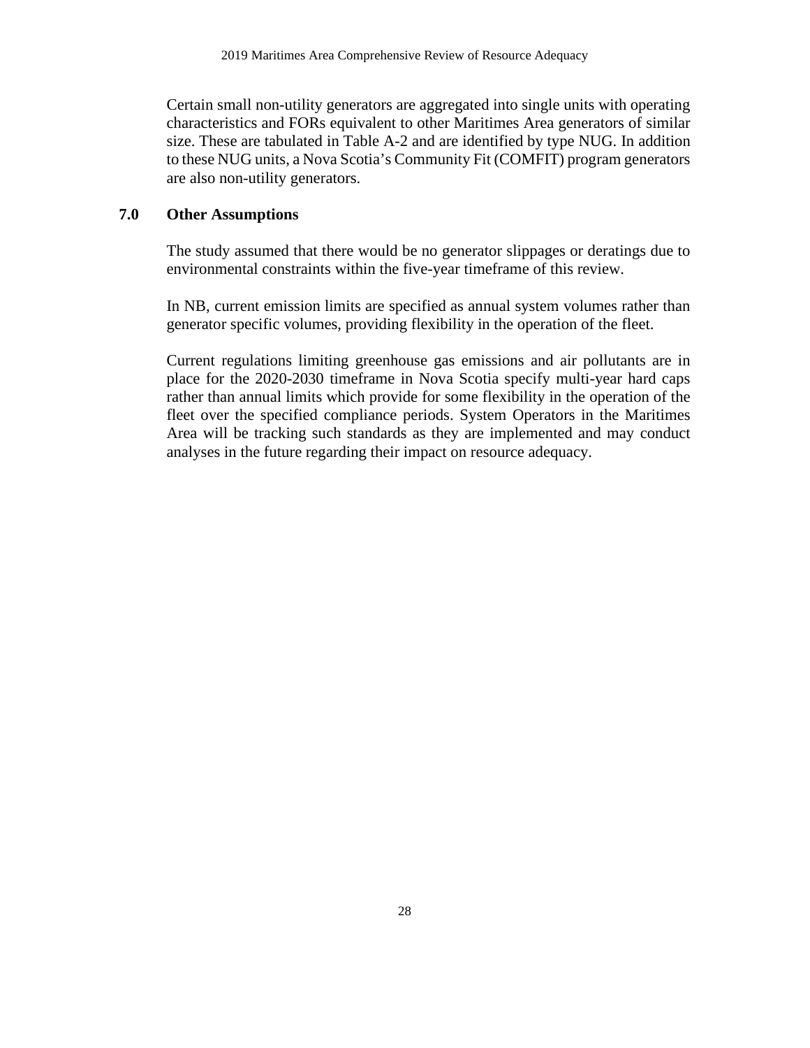Certain small non-utility generators are aggregated into single units with operating characteristics and FORs equivalent to other Maritimes Area generators of similar size. These are tabulated in Table A-2 and are identified by type NUG. In addition to these NUG units, a Nova Scotia's Community Fit (COMFIT) program generators are also non-utility generators.

## 7.0 Other Assumptions

The study assumed that there would be no generator slippages or deratings due to environmental constraints within the five-year timeframe of this review.

In NB, current emission limits are specified as annual system volumes rather than generator specific volumes, providing flexibility in the operation of the fleet.

Current regulations limiting greenhouse gas emissions and air pollutants are in place for the 2020-2030 timeframe in Nova Scotia specify multi-year hard caps rather than annual limits which provide for some flexibility in the operation of the fleet over the specified compliance periods. System Operators in the Maritimes Area will be tracking such standards as they are implemented and may conduct analyses in the future regarding their impact on resource adequacy.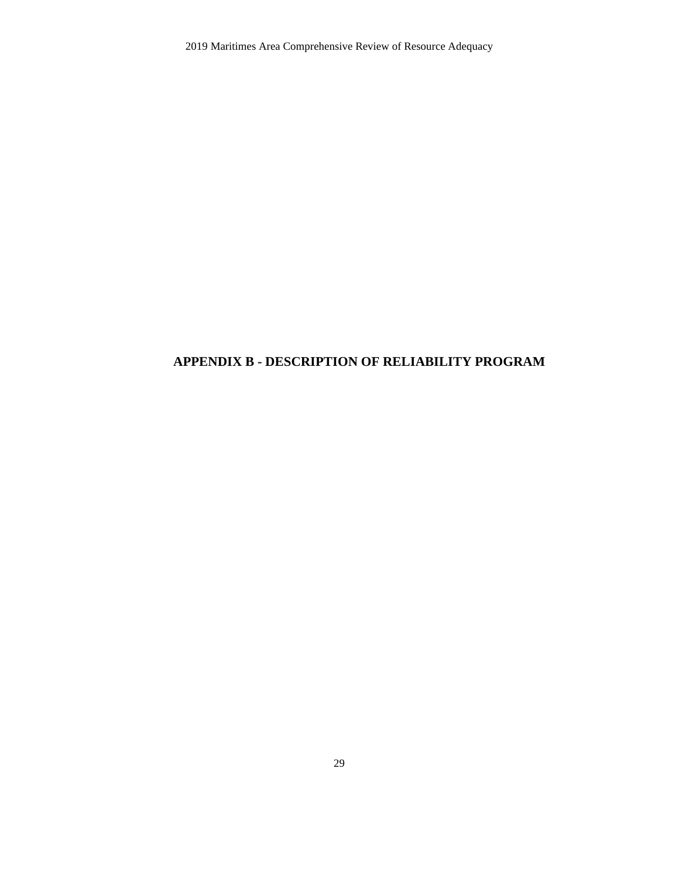# APPENDIX B - DESCRIPTION OF RELIABILITY PROGRAM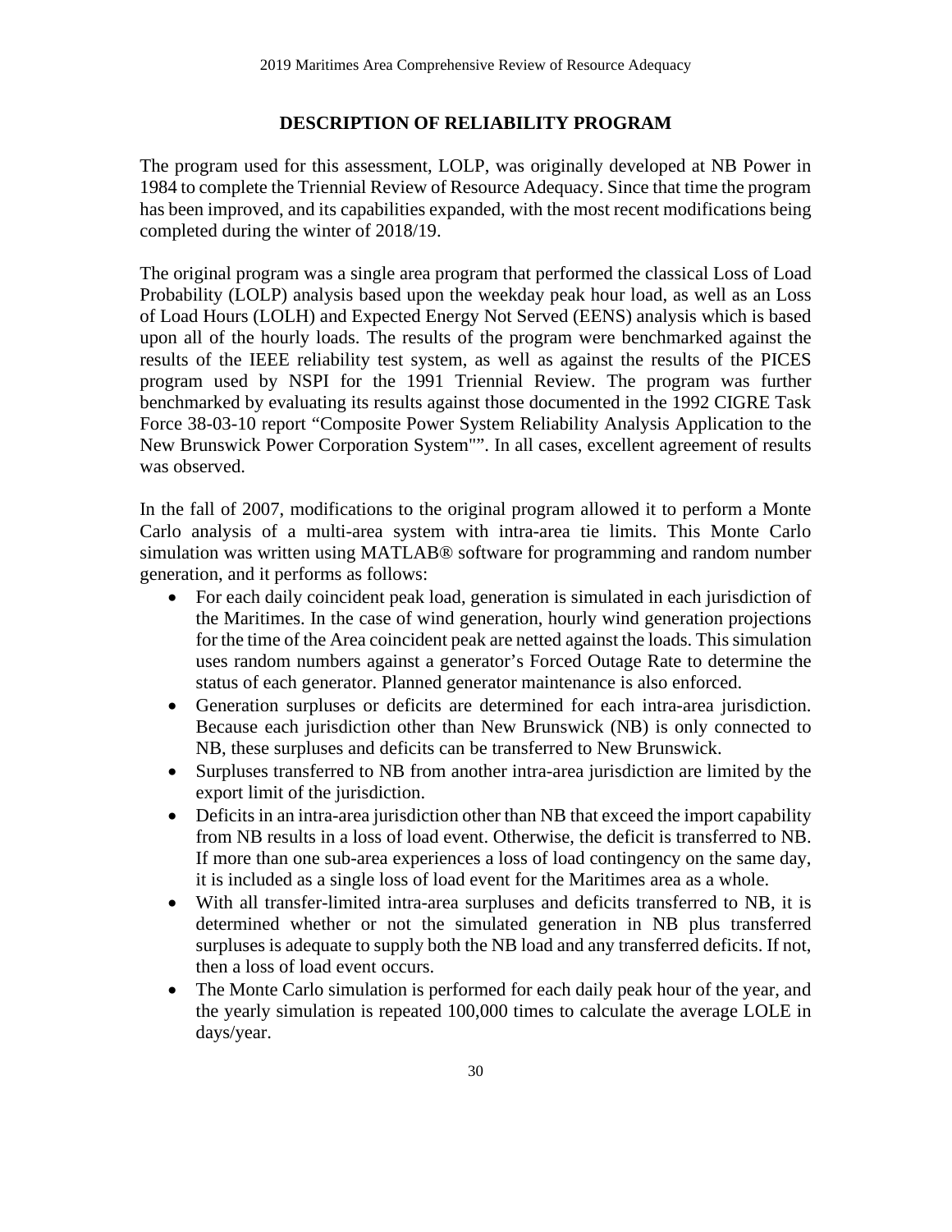## DESCRIPTION OF RELIABILITY PROGRAM

The program used for this assessment, LOLP, was originally developed at NB Power in 1984 to complete the Triennial Review of Resource Adequacy. Since that time the program has been improved, and its capabilities expanded, with the most recent modifications being completed during the winter of 2018/19.

The original program was a single area program that performed the classical Loss of Load Probability (LOLP) analysis based upon the weekday peak hour load, as well as an Loss of Load Hours (LOLH) and Expected Energy Not Served (EENS) analysis which is based upon all of the hourly loads. The results of the program were benchmarked against the results of the IEEE reliability test system, as well as against the results of the PICES program used by NSPI for the 1991 Triennial Review. The program was further benchmarked by evaluating its results against those documented in the 1992 CIGRE Task Force 38-03-10 report "Composite Power System Reliability Analysis Application to the New Brunswick Power Corporation System"". In all cases, excellent agreement of results was observed.

In the fall of 2007, modifications to the original program allowed it to perform a Monte Carlo analysis of a multi-area system with intra-area tie limits. This Monte Carlo simulation was written using MATLAB® software for programming and random number generation, and it performs as follows:

- For each daily coincident peak load, generation is simulated in each jurisdiction of the Maritimes. In the case of wind generation, hourly wind generation projections for the time of the Area coincident peak are netted against the loads. This simulation uses random numbers against a generator's Forced Outage Rate to determine the status of each generator. Planned generator maintenance is also enforced.
- Generation surpluses or deficits are determined for each intra-area jurisdiction. Because each jurisdiction other than New Brunswick (NB) is only connected to NB, these surpluses and deficits can be transferred to New Brunswick.
- Surpluses transferred to NB from another intra-area jurisdiction are limited by the export limit of the jurisdiction.
- Deficits in an intra-area jurisdiction other than NB that exceed the import capability from NB results in a loss of load event. Otherwise, the deficit is transferred to NB. If more than one sub-area experiences a loss of load contingency on the same day, it is included as a single loss of load event for the Maritimes area as a whole.
- With all transfer-limited intra-area surpluses and deficits transferred to NB, it is determined whether or not the simulated generation in NB plus transferred surpluses is adequate to supply both the NB load and any transferred deficits. If not, then a loss of load event occurs.
- The Monte Carlo simulation is performed for each daily peak hour of the year, and the yearly simulation is repeated 100,000 times to calculate the average LOLE in days/year.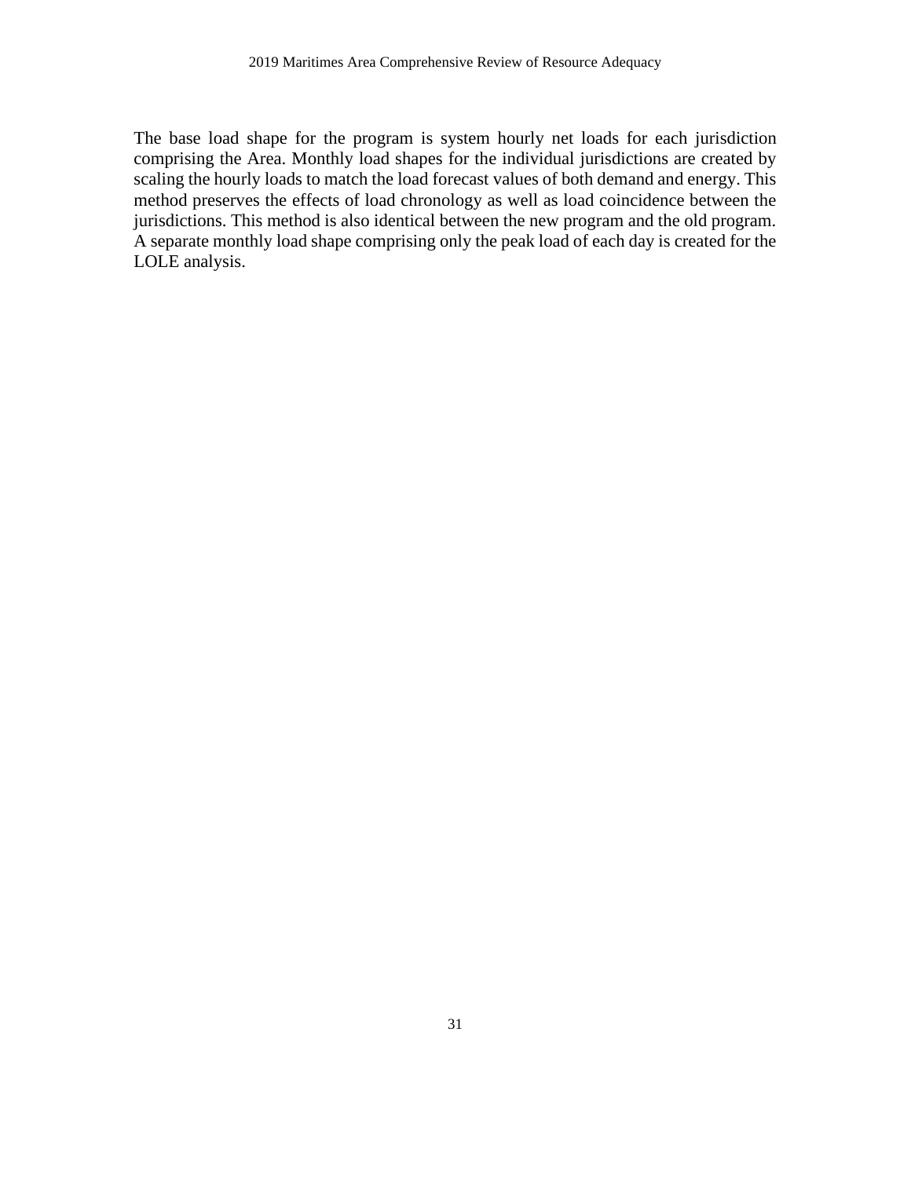The base load shape for the program is system hourly net loads for each jurisdiction comprising the Area. Monthly load shapes for the individual jurisdictions are created by scaling the hourly loads to match the load forecast values of both demand and energy. This method preserves the effects of load chronology as well as load coincidence between the jurisdictions. This method is also identical between the new program and the old program. A separate monthly load shape comprising only the peak load of each day is created for the LOLE analysis.